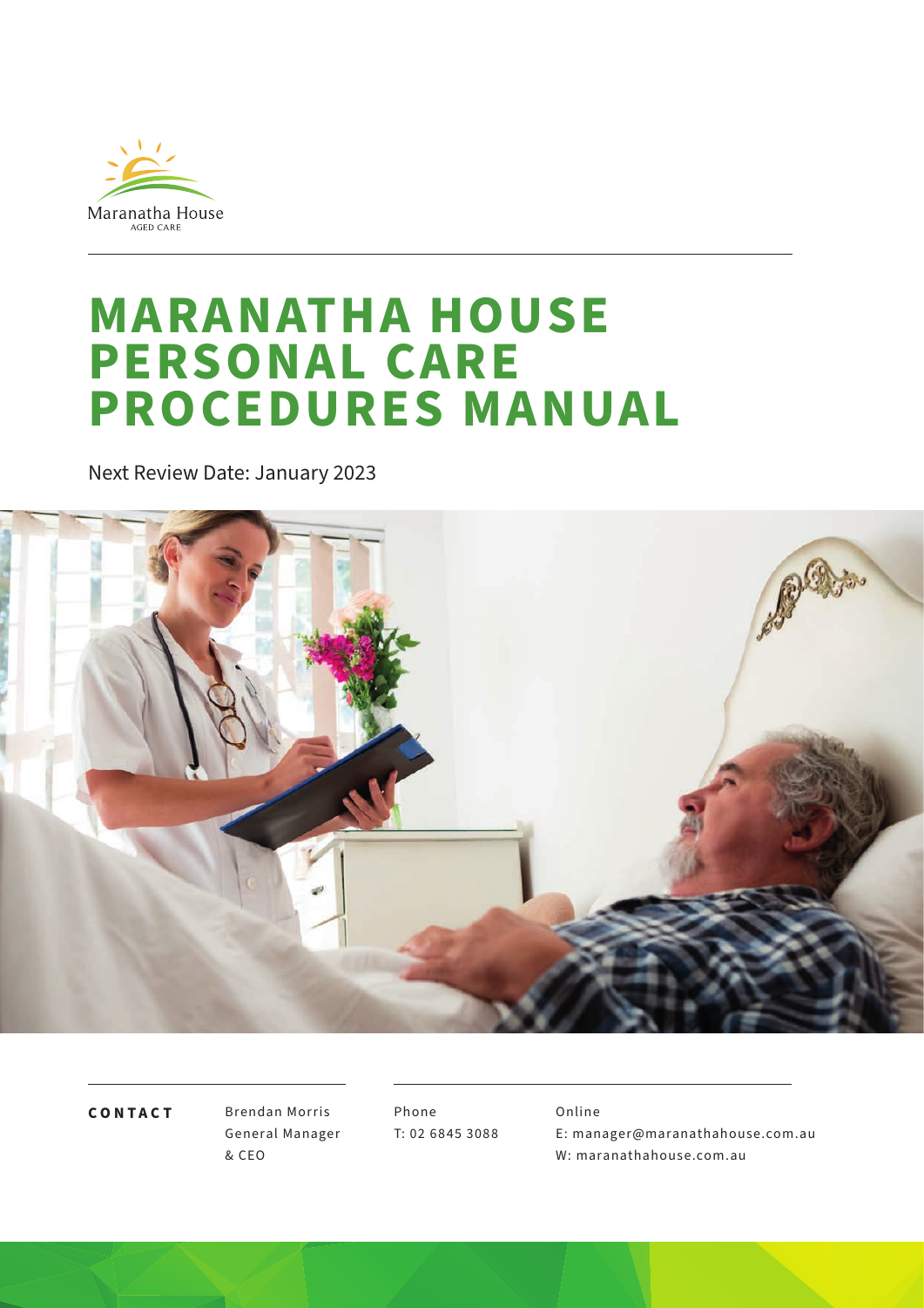Maranatha House
AGED CARE

# MARANATHA HOUSE PERSONAL CARE PROCEDURES MANUAL

Next Review Date: January 2023

**CONTACT**

Brendan Morris
General Manager
& CEO

Phone
T: 02 6845 3088

Online
E: manager@maranathahouse.com.au
W: maranathahouse.com.au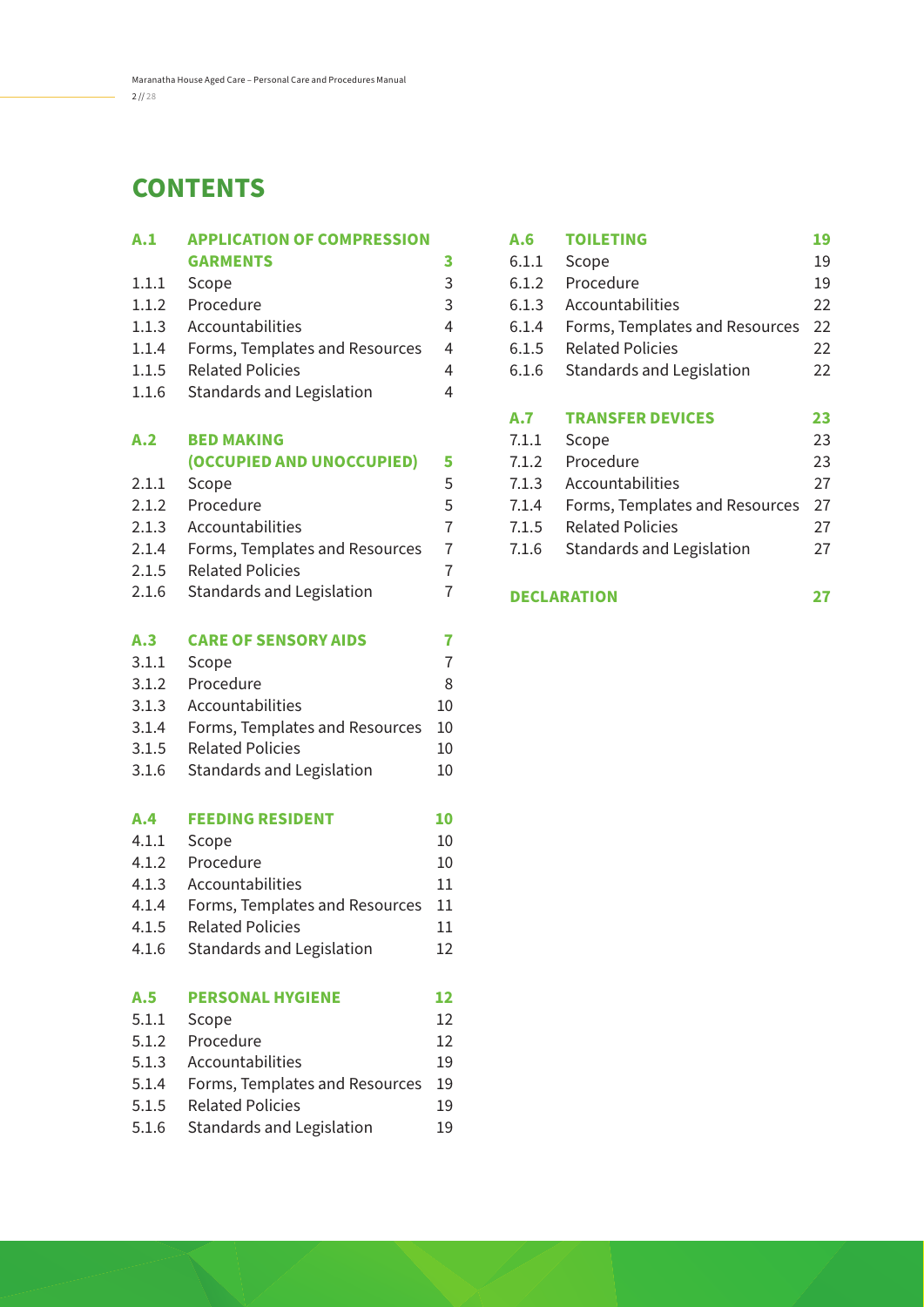# CONTENTS

| | | |
|---|---|---|
| **A.1** | **APPLICATION OF COMPRESSION GARMENTS** | **3** |
| 1.1.1 | Scope | 3 |
| 1.1.2 | Procedure | 3 |
| 1.1.3 | Accountabilities | 4 |
| 1.1.4 | Forms, Templates and Resources | 4 |
| 1.1.5 | Related Policies | 4 |
| 1.1.6 | Standards and Legislation | 4 |
| **A.2** | **BED MAKING (OCCUPIED AND UNOCCUPIED)** | **5** |
| 2.1.1 | Scope | 5 |
| 2.1.2 | Procedure | 5 |
| 2.1.3 | Accountabilities | 7 |
| 2.1.4 | Forms, Templates and Resources | 7 |
| 2.1.5 | Related Policies | 7 |
| 2.1.6 | Standards and Legislation | 7 |
| **A.3** | **CARE OF SENSORY AIDS** | **7** |
| 3.1.1 | Scope | 7 |
| 3.1.2 | Procedure | 8 |
| 3.1.3 | Accountabilities | 10 |
| 3.1.4 | Forms, Templates and Resources | 10 |
| 3.1.5 | Related Policies | 10 |
| 3.1.6 | Standards and Legislation | 10 |
| **A.4** | **FEEDING RESIDENT** | **10** |
| 4.1.1 | Scope | 10 |
| 4.1.2 | Procedure | 10 |
| 4.1.3 | Accountabilities | 11 |
| 4.1.4 | Forms, Templates and Resources | 11 |
| 4.1.5 | Related Policies | 11 |
| 4.1.6 | Standards and Legislation | 12 |
| **A.5** | **PERSONAL HYGIENE** | **12** |
| 5.1.1 | Scope | 12 |
| 5.1.2 | Procedure | 12 |
| 5.1.3 | Accountabilities | 19 |
| 5.1.4 | Forms, Templates and Resources | 19 |
| 5.1.5 | Related Policies | 19 |
| 5.1.6 | Standards and Legislation | 19 |
| **A.6** | **TOILETING** | **19** |
| 6.1.1 | Scope | 19 |
| 6.1.2 | Procedure | 19 |
| 6.1.3 | Accountabilities | 22 |
| 6.1.4 | Forms, Templates and Resources | 22 |
| 6.1.5 | Related Policies | 22 |
| 6.1.6 | Standards and Legislation | 22 |
| **A.7** | **TRANSFER DEVICES** | **23** |
| 7.1.1 | Scope | 23 |
| 7.1.2 | Procedure | 23 |
| 7.1.3 | Accountabilities | 27 |
| 7.1.4 | Forms, Templates and Resources | 27 |
| 7.1.5 | Related Policies | 27 |
| 7.1.6 | Standards and Legislation | 27 |
| | **DECLARATION** | **27** |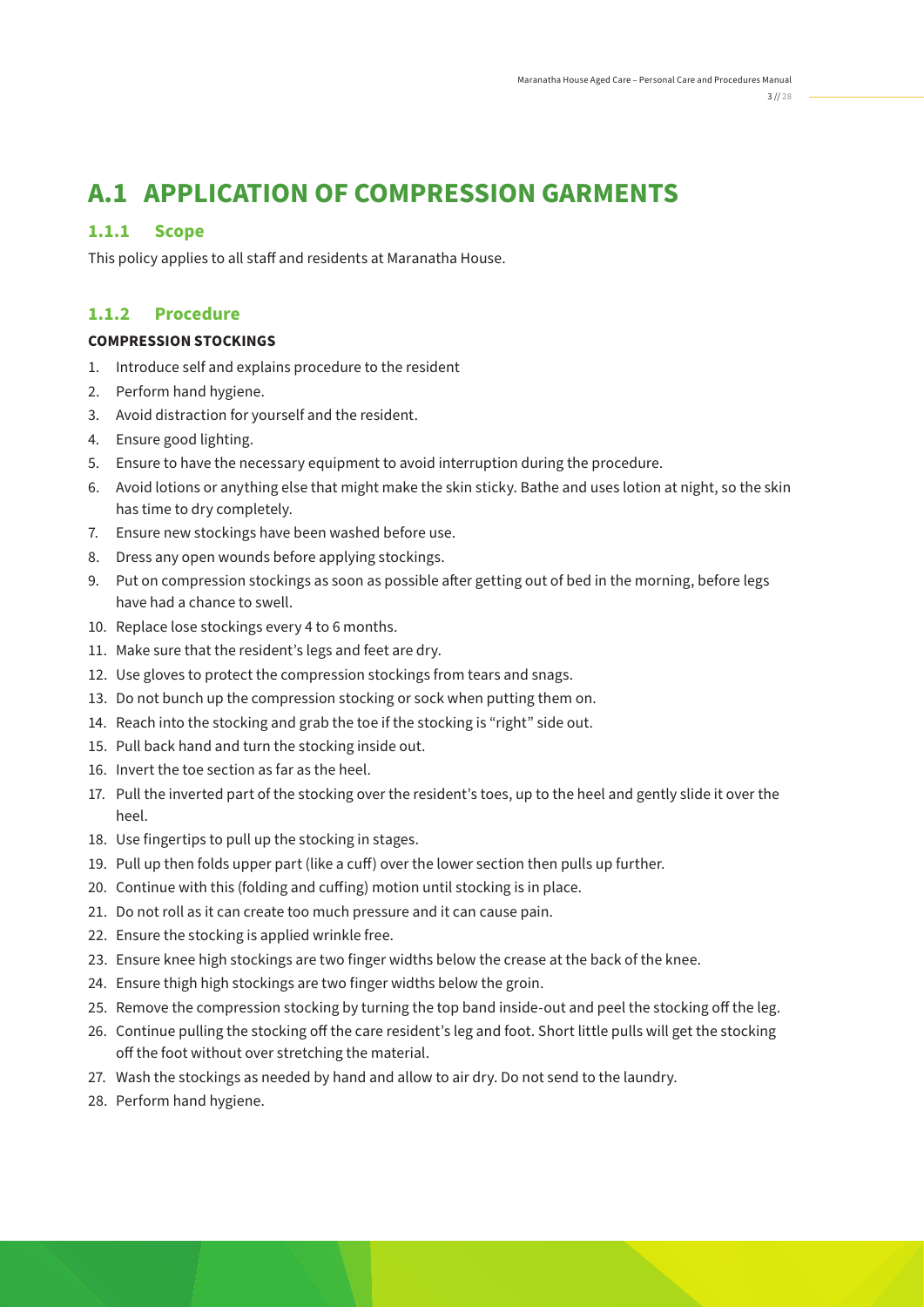# A.1 APPLICATION OF COMPRESSION GARMENTS

## 1.1.1 Scope

This policy applies to all staff and residents at Maranatha House.

## 1.1.2 Procedure

**COMPRESSION STOCKINGS**

1. Introduce self and explains procedure to the resident
2. Perform hand hygiene.
3. Avoid distraction for yourself and the resident.
4. Ensure good lighting.
5. Ensure to have the necessary equipment to avoid interruption during the procedure.
6. Avoid lotions or anything else that might make the skin sticky. Bathe and uses lotion at night, so the skin has time to dry completely.
7. Ensure new stockings have been washed before use.
8. Dress any open wounds before applying stockings.
9. Put on compression stockings as soon as possible after getting out of bed in the morning, before legs have had a chance to swell.
10. Replace lose stockings every 4 to 6 months.
11. Make sure that the resident's legs and feet are dry.
12. Use gloves to protect the compression stockings from tears and snags.
13. Do not bunch up the compression stocking or sock when putting them on.
14. Reach into the stocking and grab the toe if the stocking is "right" side out.
15. Pull back hand and turn the stocking inside out.
16. Invert the toe section as far as the heel.
17. Pull the inverted part of the stocking over the resident's toes, up to the heel and gently slide it over the heel.
18. Use fingertips to pull up the stocking in stages.
19. Pull up then folds upper part (like a cuff) over the lower section then pulls up further.
20. Continue with this (folding and cuffing) motion until stocking is in place.
21. Do not roll as it can create too much pressure and it can cause pain.
22. Ensure the stocking is applied wrinkle free.
23. Ensure knee high stockings are two finger widths below the crease at the back of the knee.
24. Ensure thigh high stockings are two finger widths below the groin.
25. Remove the compression stocking by turning the top band inside-out and peel the stocking off the leg.
26. Continue pulling the stocking off the care resident's leg and foot. Short little pulls will get the stocking off the foot without over stretching the material.
27. Wash the stockings as needed by hand and allow to air dry. Do not send to the laundry.
28. Perform hand hygiene.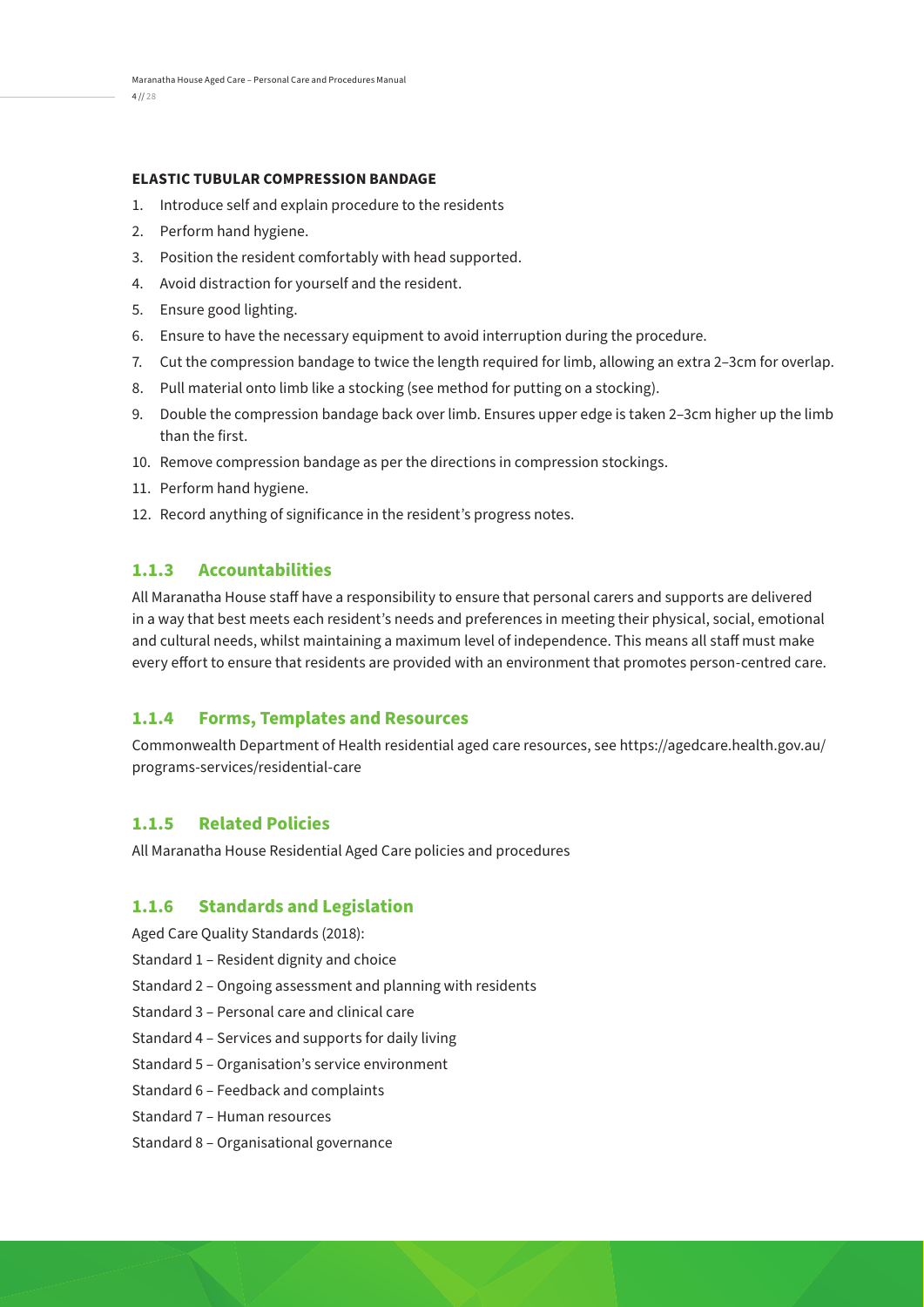**ELASTIC TUBULAR COMPRESSION BANDAGE**

1. Introduce self and explain procedure to the residents
2. Perform hand hygiene.
3. Position the resident comfortably with head supported.
4. Avoid distraction for yourself and the resident.
5. Ensure good lighting.
6. Ensure to have the necessary equipment to avoid interruption during the procedure.
7. Cut the compression bandage to twice the length required for limb, allowing an extra 2–3cm for overlap.
8. Pull material onto limb like a stocking (see method for putting on a stocking).
9. Double the compression bandage back over limb. Ensures upper edge is taken 2–3cm higher up the limb than the first.
10. Remove compression bandage as per the directions in compression stockings.
11. Perform hand hygiene.
12. Record anything of significance in the resident's progress notes.

### 1.1.3 Accountabilities

All Maranatha House staff have a responsibility to ensure that personal carers and supports are delivered in a way that best meets each resident's needs and preferences in meeting their physical, social, emotional and cultural needs, whilst maintaining a maximum level of independence. This means all staff must make every effort to ensure that residents are provided with an environment that promotes person-centred care.

### 1.1.4 Forms, Templates and Resources

Commonwealth Department of Health residential aged care resources, see https://agedcare.health.gov.au/programs-services/residential-care

### 1.1.5 Related Policies

All Maranatha House Residential Aged Care policies and procedures

### 1.1.6 Standards and Legislation

Aged Care Quality Standards (2018):

Standard 1 – Resident dignity and choice

Standard 2 – Ongoing assessment and planning with residents

Standard 3 – Personal care and clinical care

Standard 4 – Services and supports for daily living

Standard 5 – Organisation's service environment

Standard 6 – Feedback and complaints

Standard 7 – Human resources

Standard 8 – Organisational governance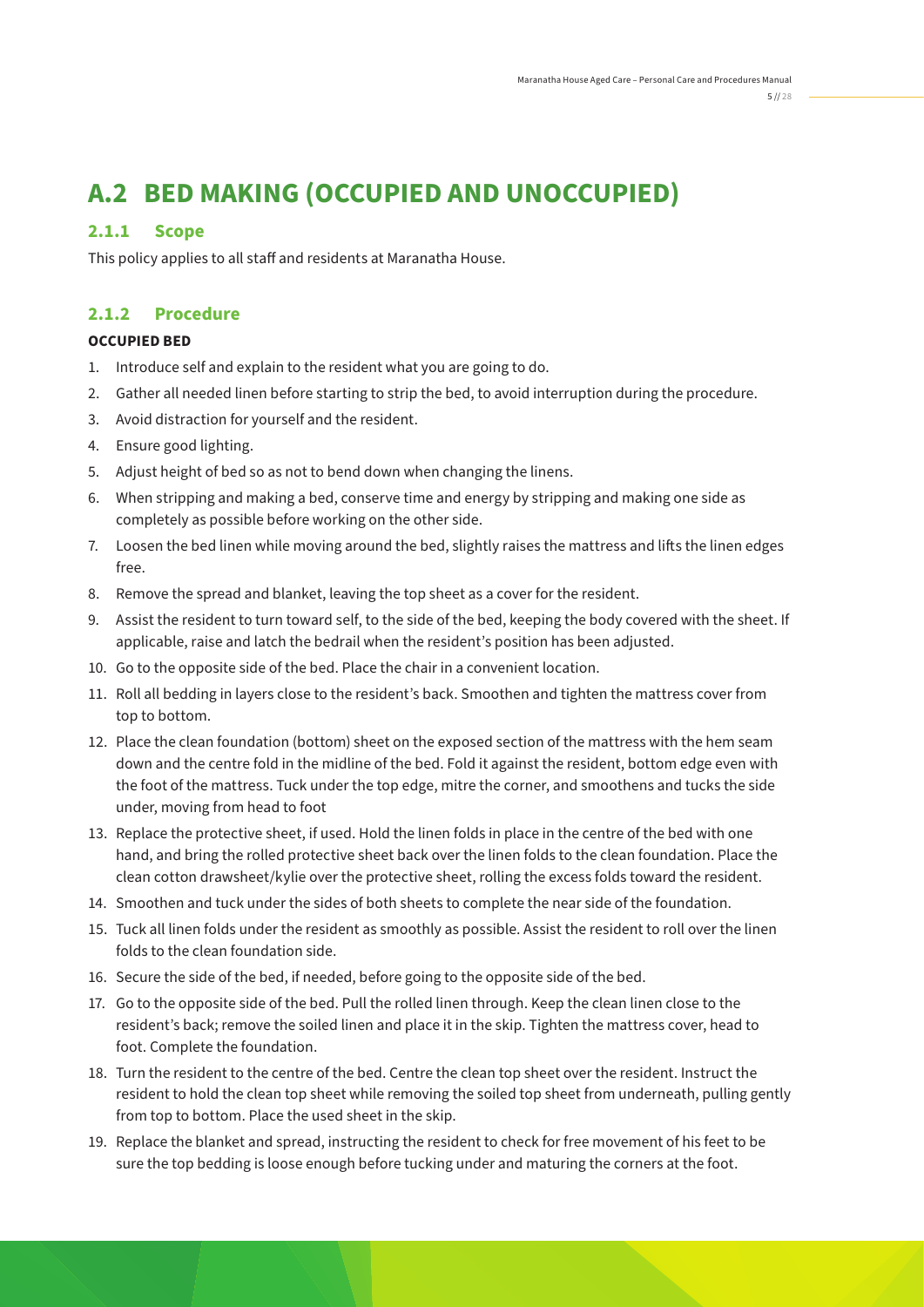# A.2 BED MAKING (OCCUPIED AND UNOCCUPIED)

## 2.1.1 Scope

This policy applies to all staff and residents at Maranatha House.

## 2.1.2 Procedure

**OCCUPIED BED**

1. Introduce self and explain to the resident what you are going to do.
2. Gather all needed linen before starting to strip the bed, to avoid interruption during the procedure.
3. Avoid distraction for yourself and the resident.
4. Ensure good lighting.
5. Adjust height of bed so as not to bend down when changing the linens.
6. When stripping and making a bed, conserve time and energy by stripping and making one side as completely as possible before working on the other side.
7. Loosen the bed linen while moving around the bed, slightly raises the mattress and lifts the linen edges free.
8. Remove the spread and blanket, leaving the top sheet as a cover for the resident.
9. Assist the resident to turn toward self, to the side of the bed, keeping the body covered with the sheet. If applicable, raise and latch the bedrail when the resident's position has been adjusted.
10. Go to the opposite side of the bed. Place the chair in a convenient location.
11. Roll all bedding in layers close to the resident's back. Smoothen and tighten the mattress cover from top to bottom.
12. Place the clean foundation (bottom) sheet on the exposed section of the mattress with the hem seam down and the centre fold in the midline of the bed. Fold it against the resident, bottom edge even with the foot of the mattress. Tuck under the top edge, mitre the corner, and smoothens and tucks the side under, moving from head to foot
13. Replace the protective sheet, if used. Hold the linen folds in place in the centre of the bed with one hand, and bring the rolled protective sheet back over the linen folds to the clean foundation. Place the clean cotton drawsheet/kylie over the protective sheet, rolling the excess folds toward the resident.
14. Smoothen and tuck under the sides of both sheets to complete the near side of the foundation.
15. Tuck all linen folds under the resident as smoothly as possible. Assist the resident to roll over the linen folds to the clean foundation side.
16. Secure the side of the bed, if needed, before going to the opposite side of the bed.
17. Go to the opposite side of the bed. Pull the rolled linen through. Keep the clean linen close to the resident's back; remove the soiled linen and place it in the skip. Tighten the mattress cover, head to foot. Complete the foundation.
18. Turn the resident to the centre of the bed. Centre the clean top sheet over the resident. Instruct the resident to hold the clean top sheet while removing the soiled top sheet from underneath, pulling gently from top to bottom. Place the used sheet in the skip.
19. Replace the blanket and spread, instructing the resident to check for free movement of his feet to be sure the top bedding is loose enough before tucking under and maturing the corners at the foot.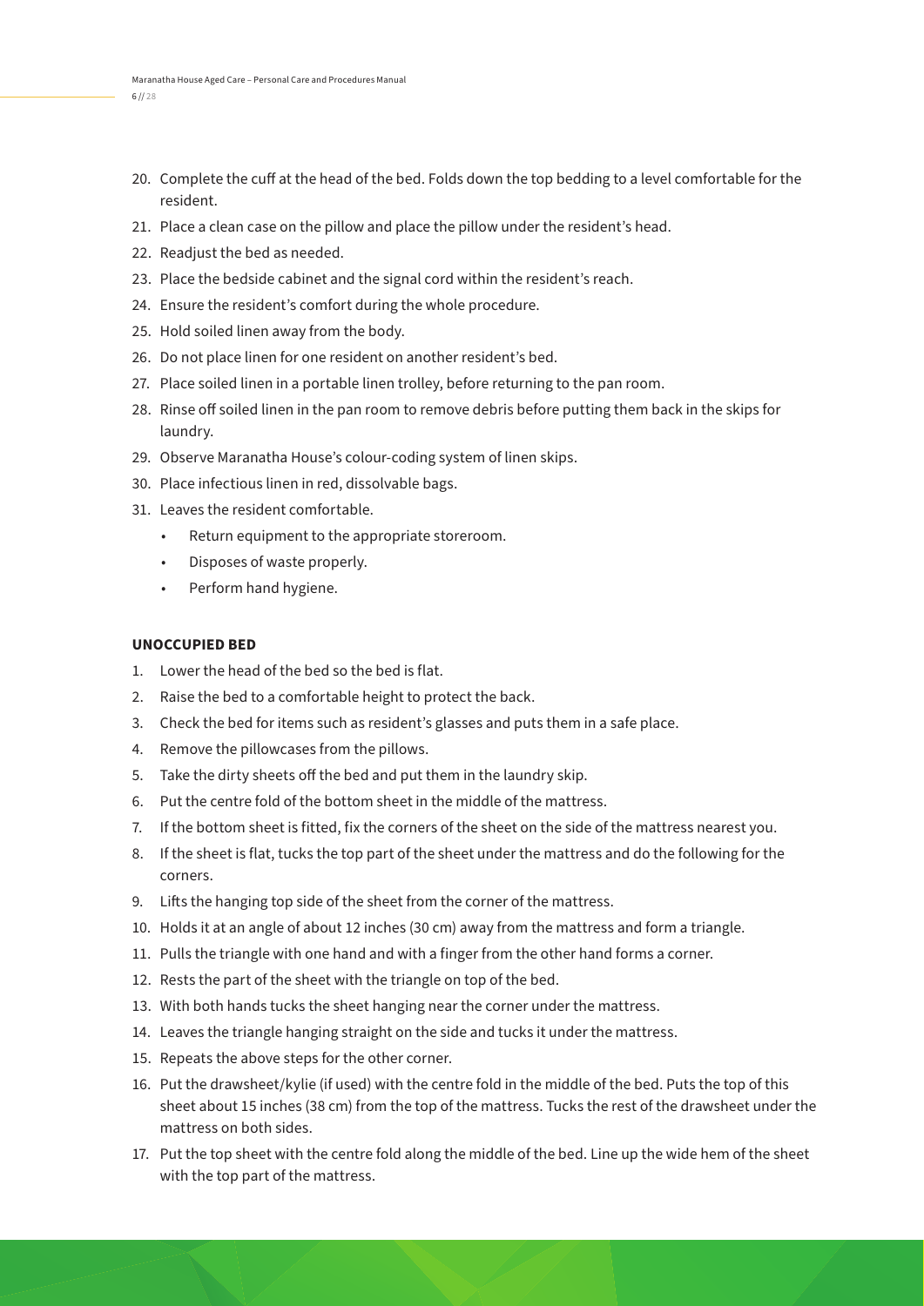20. Complete the cuff at the head of the bed. Folds down the top bedding to a level comfortable for the resident.
21. Place a clean case on the pillow and place the pillow under the resident's head.
22. Readjust the bed as needed.
23. Place the bedside cabinet and the signal cord within the resident's reach.
24. Ensure the resident's comfort during the whole procedure.
25. Hold soiled linen away from the body.
26. Do not place linen for one resident on another resident's bed.
27. Place soiled linen in a portable linen trolley, before returning to the pan room.
28. Rinse off soiled linen in the pan room to remove debris before putting them back in the skips for laundry.
29. Observe Maranatha House's colour-coding system of linen skips.
30. Place infectious linen in red, dissolvable bags.
31. Leaves the resident comfortable.
    - Return equipment to the appropriate storeroom.
    - Disposes of waste properly.
    - Perform hand hygiene.

**UNOCCUPIED BED**

1. Lower the head of the bed so the bed is flat.
2. Raise the bed to a comfortable height to protect the back.
3. Check the bed for items such as resident's glasses and puts them in a safe place.
4. Remove the pillowcases from the pillows.
5. Take the dirty sheets off the bed and put them in the laundry skip.
6. Put the centre fold of the bottom sheet in the middle of the mattress.
7. If the bottom sheet is fitted, fix the corners of the sheet on the side of the mattress nearest you.
8. If the sheet is flat, tucks the top part of the sheet under the mattress and do the following for the corners.
9. Lifts the hanging top side of the sheet from the corner of the mattress.
10. Holds it at an angle of about 12 inches (30 cm) away from the mattress and form a triangle.
11. Pulls the triangle with one hand and with a finger from the other hand forms a corner.
12. Rests the part of the sheet with the triangle on top of the bed.
13. With both hands tucks the sheet hanging near the corner under the mattress.
14. Leaves the triangle hanging straight on the side and tucks it under the mattress.
15. Repeats the above steps for the other corner.
16. Put the drawsheet/kylie (if used) with the centre fold in the middle of the bed. Puts the top of this sheet about 15 inches (38 cm) from the top of the mattress. Tucks the rest of the drawsheet under the mattress on both sides.
17. Put the top sheet with the centre fold along the middle of the bed. Line up the wide hem of the sheet with the top part of the mattress.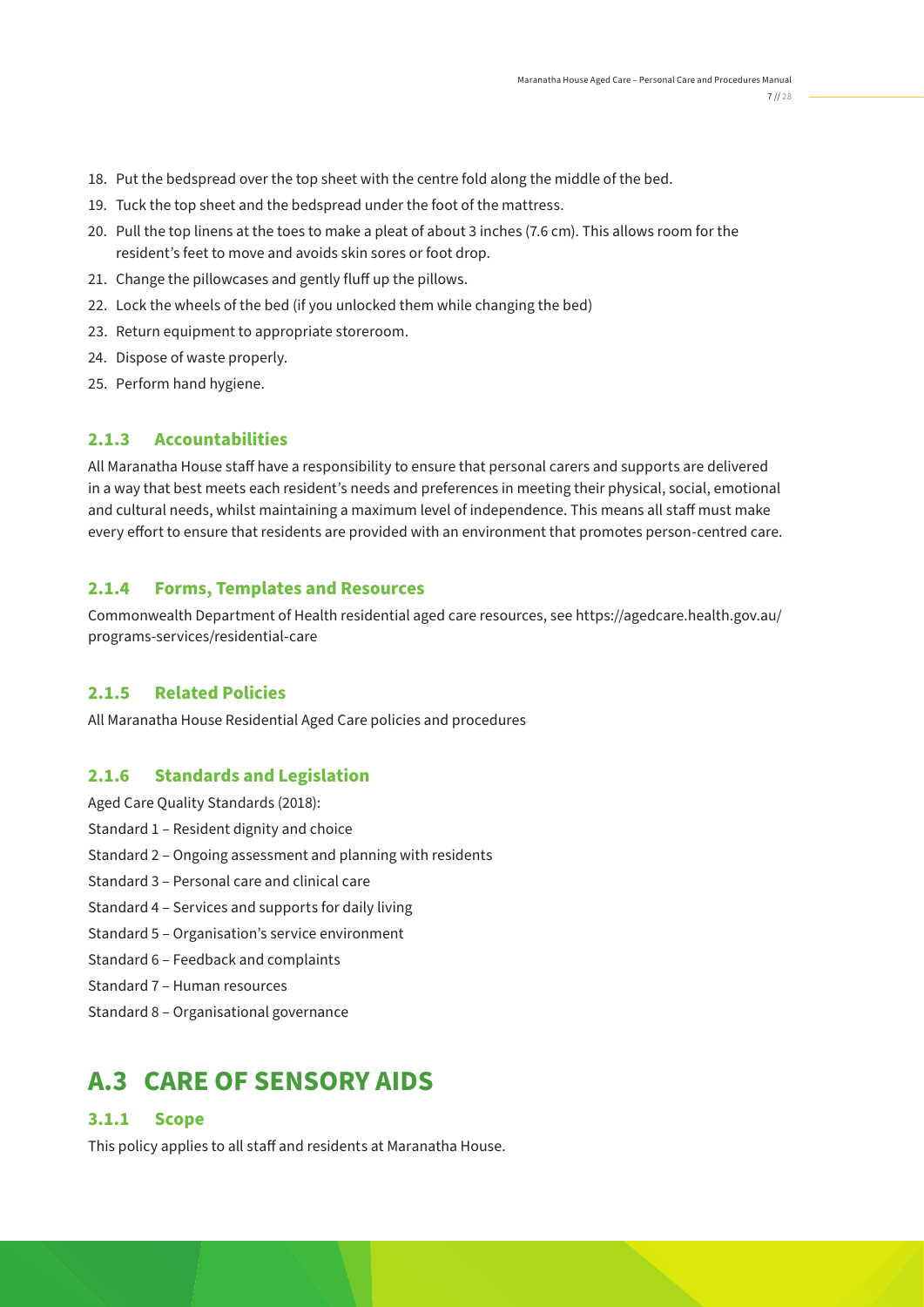18. Put the bedspread over the top sheet with the centre fold along the middle of the bed.
19. Tuck the top sheet and the bedspread under the foot of the mattress.
20. Pull the top linens at the toes to make a pleat of about 3 inches (7.6 cm). This allows room for the resident's feet to move and avoids skin sores or foot drop.
21. Change the pillowcases and gently fluff up the pillows.
22. Lock the wheels of the bed (if you unlocked them while changing the bed)
23. Return equipment to appropriate storeroom.
24. Dispose of waste properly.
25. Perform hand hygiene.

### 2.1.3 Accountabilities

All Maranatha House staff have a responsibility to ensure that personal carers and supports are delivered in a way that best meets each resident's needs and preferences in meeting their physical, social, emotional and cultural needs, whilst maintaining a maximum level of independence. This means all staff must make every effort to ensure that residents are provided with an environment that promotes person-centred care.

### 2.1.4 Forms, Templates and Resources

Commonwealth Department of Health residential aged care resources, see https://agedcare.health.gov.au/programs-services/residential-care

### 2.1.5 Related Policies

All Maranatha House Residential Aged Care policies and procedures

### 2.1.6 Standards and Legislation

Aged Care Quality Standards (2018):

Standard 1 – Resident dignity and choice

Standard 2 – Ongoing assessment and planning with residents

Standard 3 – Personal care and clinical care

Standard 4 – Services and supports for daily living

Standard 5 – Organisation's service environment

Standard 6 – Feedback and complaints

Standard 7 – Human resources

Standard 8 – Organisational governance

## A.3 CARE OF SENSORY AIDS

### 3.1.1 Scope

This policy applies to all staff and residents at Maranatha House.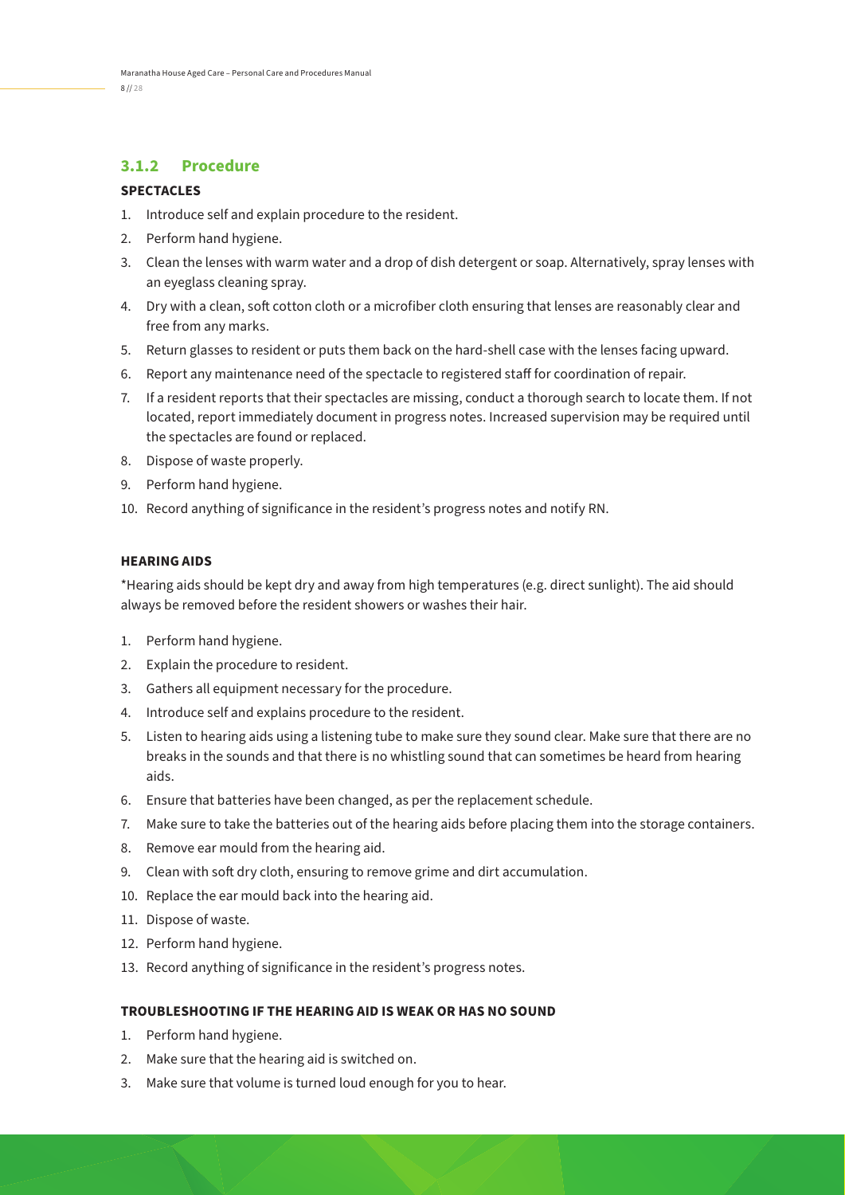### 3.1.2 Procedure

**SPECTACLES**

1. Introduce self and explain procedure to the resident.
2. Perform hand hygiene.
3. Clean the lenses with warm water and a drop of dish detergent or soap. Alternatively, spray lenses with an eyeglass cleaning spray.
4. Dry with a clean, soft cotton cloth or a microfiber cloth ensuring that lenses are reasonably clear and free from any marks.
5. Return glasses to resident or puts them back on the hard-shell case with the lenses facing upward.
6. Report any maintenance need of the spectacle to registered staff for coordination of repair.
7. If a resident reports that their spectacles are missing, conduct a thorough search to locate them. If not located, report immediately document in progress notes. Increased supervision may be required until the spectacles are found or replaced.
8. Dispose of waste properly.
9. Perform hand hygiene.
10. Record anything of significance in the resident's progress notes and notify RN.

**HEARING AIDS**

*Hearing aids should be kept dry and away from high temperatures (e.g. direct sunlight). The aid should always be removed before the resident showers or washes their hair.

1. Perform hand hygiene.
2. Explain the procedure to resident.
3. Gathers all equipment necessary for the procedure.
4. Introduce self and explains procedure to the resident.
5. Listen to hearing aids using a listening tube to make sure they sound clear. Make sure that there are no breaks in the sounds and that there is no whistling sound that can sometimes be heard from hearing aids.
6. Ensure that batteries have been changed, as per the replacement schedule.
7. Make sure to take the batteries out of the hearing aids before placing them into the storage containers.
8. Remove ear mould from the hearing aid.
9. Clean with soft dry cloth, ensuring to remove grime and dirt accumulation.
10. Replace the ear mould back into the hearing aid.
11. Dispose of waste.
12. Perform hand hygiene.
13. Record anything of significance in the resident's progress notes.

**TROUBLESHOOTING IF THE HEARING AID IS WEAK OR HAS NO SOUND**

1. Perform hand hygiene.
2. Make sure that the hearing aid is switched on.
3. Make sure that volume is turned loud enough for you to hear.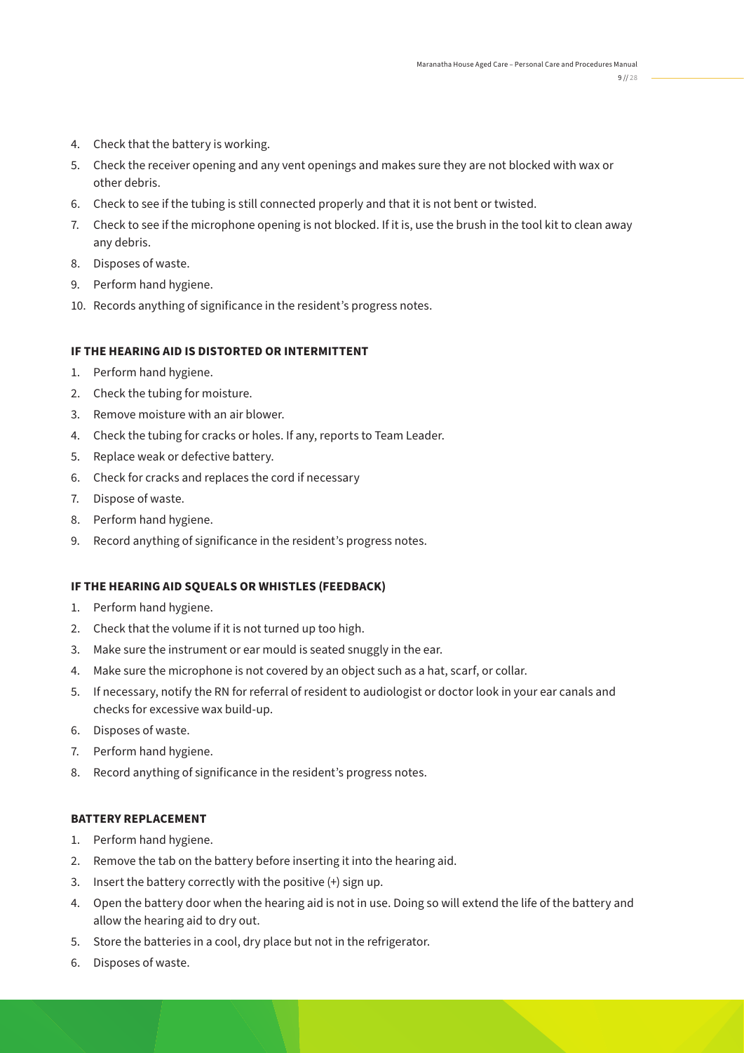4. Check that the battery is working.
5. Check the receiver opening and any vent openings and makes sure they are not blocked with wax or other debris.
6. Check to see if the tubing is still connected properly and that it is not bent or twisted.
7. Check to see if the microphone opening is not blocked. If it is, use the brush in the tool kit to clean away any debris.
8. Disposes of waste.
9. Perform hand hygiene.
10. Records anything of significance in the resident's progress notes.

#### IF THE HEARING AID IS DISTORTED OR INTERMITTENT

1. Perform hand hygiene.
2. Check the tubing for moisture.
3. Remove moisture with an air blower.
4. Check the tubing for cracks or holes. If any, reports to Team Leader.
5. Replace weak or defective battery.
6. Check for cracks and replaces the cord if necessary
7. Dispose of waste.
8. Perform hand hygiene.
9. Record anything of significance in the resident's progress notes.

#### IF THE HEARING AID SQUEALS OR WHISTLES (FEEDBACK)

1. Perform hand hygiene.
2. Check that the volume if it is not turned up too high.
3. Make sure the instrument or ear mould is seated snuggly in the ear.
4. Make sure the microphone is not covered by an object such as a hat, scarf, or collar.
5. If necessary, notify the RN for referral of resident to audiologist or doctor look in your ear canals and checks for excessive wax build-up.
6. Disposes of waste.
7. Perform hand hygiene.
8. Record anything of significance in the resident's progress notes.

#### BATTERY REPLACEMENT

1. Perform hand hygiene.
2. Remove the tab on the battery before inserting it into the hearing aid.
3. Insert the battery correctly with the positive (+) sign up.
4. Open the battery door when the hearing aid is not in use. Doing so will extend the life of the battery and allow the hearing aid to dry out.
5. Store the batteries in a cool, dry place but not in the refrigerator.
6. Disposes of waste.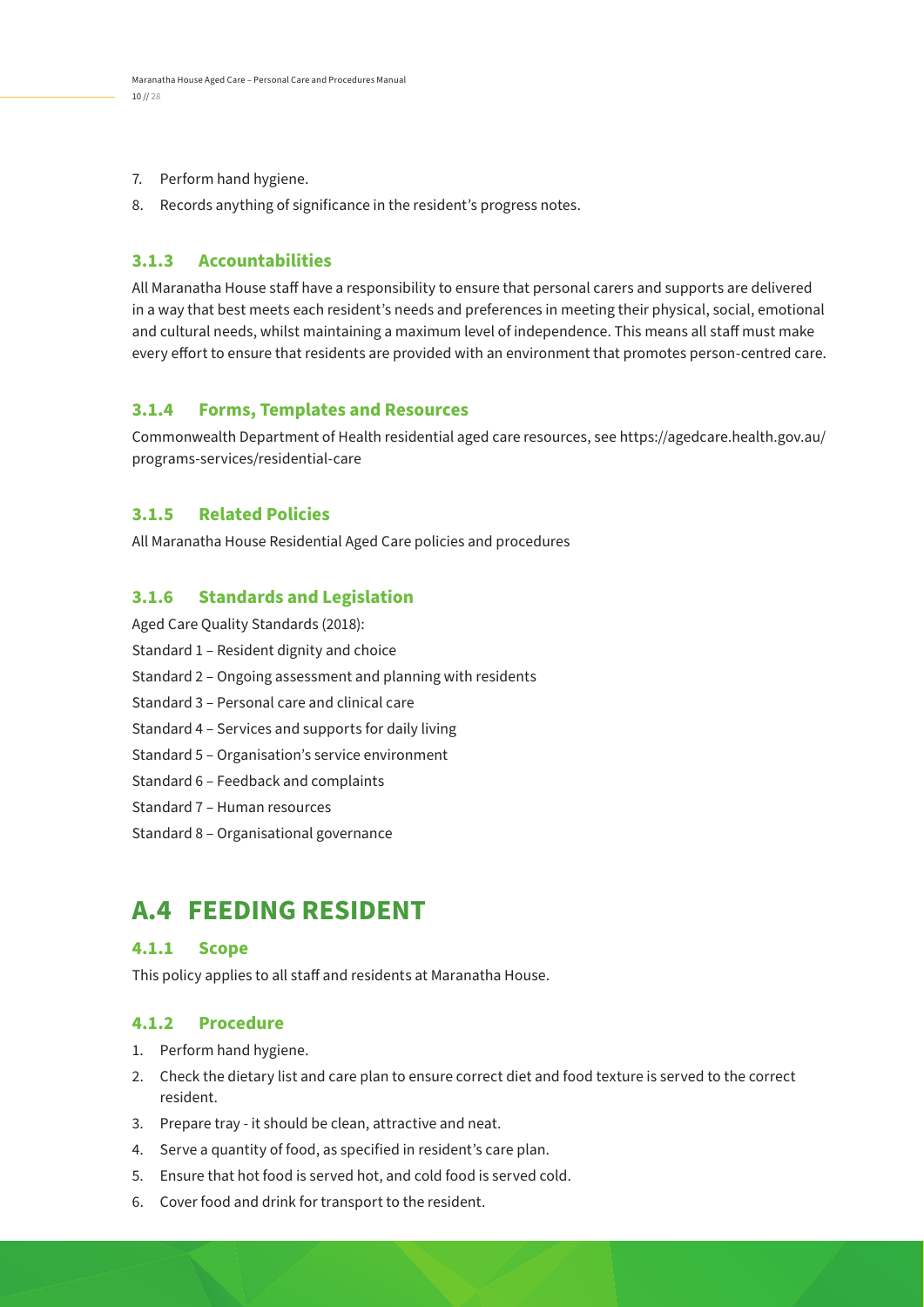7. Perform hand hygiene.
8. Records anything of significance in the resident's progress notes.

### 3.1.3 Accountabilities

All Maranatha House staff have a responsibility to ensure that personal carers and supports are delivered in a way that best meets each resident's needs and preferences in meeting their physical, social, emotional and cultural needs, whilst maintaining a maximum level of independence. This means all staff must make every effort to ensure that residents are provided with an environment that promotes person-centred care.

### 3.1.4 Forms, Templates and Resources

Commonwealth Department of Health residential aged care resources, see https://agedcare.health.gov.au/programs-services/residential-care

### 3.1.5 Related Policies

All Maranatha House Residential Aged Care policies and procedures

### 3.1.6 Standards and Legislation

Aged Care Quality Standards (2018):

Standard 1 – Resident dignity and choice

Standard 2 – Ongoing assessment and planning with residents

Standard 3 – Personal care and clinical care

Standard 4 – Services and supports for daily living

Standard 5 – Organisation's service environment

Standard 6 – Feedback and complaints

Standard 7 – Human resources

Standard 8 – Organisational governance

## A.4 FEEDING RESIDENT

### 4.1.1 Scope

This policy applies to all staff and residents at Maranatha House.

### 4.1.2 Procedure

1. Perform hand hygiene.
2. Check the dietary list and care plan to ensure correct diet and food texture is served to the correct resident.
3. Prepare tray - it should be clean, attractive and neat.
4. Serve a quantity of food, as specified in resident's care plan.
5. Ensure that hot food is served hot, and cold food is served cold.
6. Cover food and drink for transport to the resident.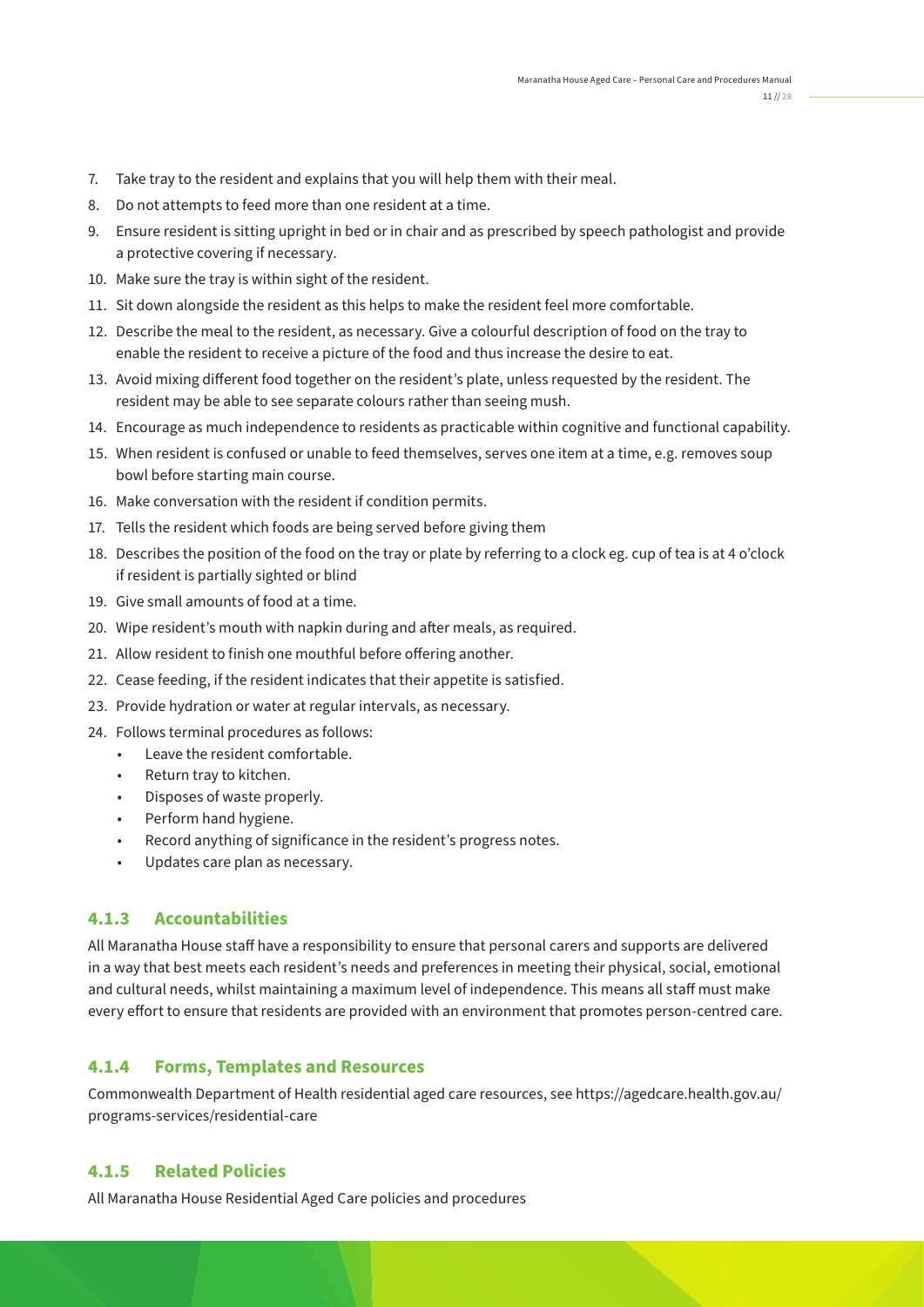7. Take tray to the resident and explains that you will help them with their meal.
8. Do not attempts to feed more than one resident at a time.
9. Ensure resident is sitting upright in bed or in chair and as prescribed by speech pathologist and provide a protective covering if necessary.
10. Make sure the tray is within sight of the resident.
11. Sit down alongside the resident as this helps to make the resident feel more comfortable.
12. Describe the meal to the resident, as necessary. Give a colourful description of food on the tray to enable the resident to receive a picture of the food and thus increase the desire to eat.
13. Avoid mixing different food together on the resident's plate, unless requested by the resident. The resident may be able to see separate colours rather than seeing mush.
14. Encourage as much independence to residents as practicable within cognitive and functional capability.
15. When resident is confused or unable to feed themselves, serves one item at a time, e.g. removes soup bowl before starting main course.
16. Make conversation with the resident if condition permits.
17. Tells the resident which foods are being served before giving them
18. Describes the position of the food on the tray or plate by referring to a clock eg. cup of tea is at 4 o'clock if resident is partially sighted or blind
19. Give small amounts of food at a time.
20. Wipe resident's mouth with napkin during and after meals, as required.
21. Allow resident to finish one mouthful before offering another.
22. Cease feeding, if the resident indicates that their appetite is satisfied.
23. Provide hydration or water at regular intervals, as necessary.
24. Follows terminal procedures as follows:
    - Leave the resident comfortable.
    - Return tray to kitchen.
    - Disposes of waste properly.
    - Perform hand hygiene.
    - Record anything of significance in the resident's progress notes.
    - Updates care plan as necessary.

### 4.1.3 Accountabilities

All Maranatha House staff have a responsibility to ensure that personal carers and supports are delivered in a way that best meets each resident's needs and preferences in meeting their physical, social, emotional and cultural needs, whilst maintaining a maximum level of independence. This means all staff must make every effort to ensure that residents are provided with an environment that promotes person-centred care.

### 4.1.4 Forms, Templates and Resources

Commonwealth Department of Health residential aged care resources, see https://agedcare.health.gov.au/programs-services/residential-care

### 4.1.5 Related Policies

All Maranatha House Residential Aged Care policies and procedures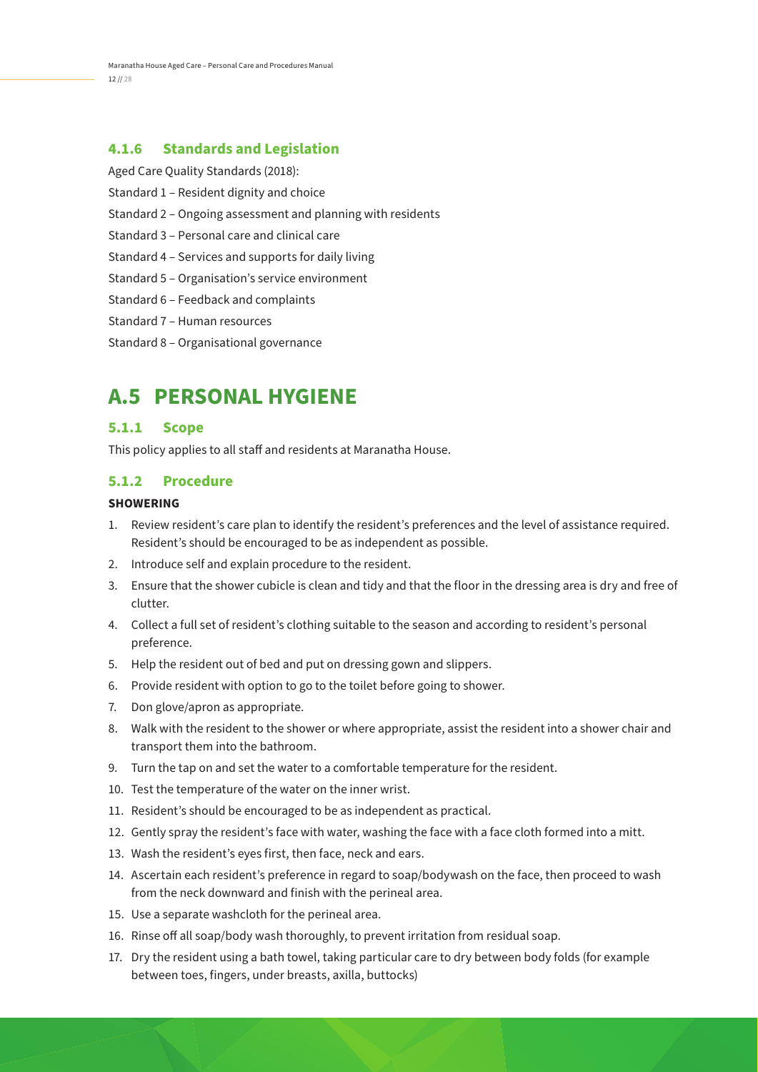### 4.1.6 Standards and Legislation

Aged Care Quality Standards (2018):

Standard 1 – Resident dignity and choice

Standard 2 – Ongoing assessment and planning with residents

Standard 3 – Personal care and clinical care

Standard 4 – Services and supports for daily living

Standard 5 – Organisation's service environment

Standard 6 – Feedback and complaints

Standard 7 – Human resources

Standard 8 – Organisational governance

# A.5 PERSONAL HYGIENE

### 5.1.1 Scope

This policy applies to all staff and residents at Maranatha House.

### 5.1.2 Procedure

**SHOWERING**

1. Review resident's care plan to identify the resident's preferences and the level of assistance required. Resident's should be encouraged to be as independent as possible.
2. Introduce self and explain procedure to the resident.
3. Ensure that the shower cubicle is clean and tidy and that the floor in the dressing area is dry and free of clutter.
4. Collect a full set of resident's clothing suitable to the season and according to resident's personal preference.
5. Help the resident out of bed and put on dressing gown and slippers.
6. Provide resident with option to go to the toilet before going to shower.
7. Don glove/apron as appropriate.
8. Walk with the resident to the shower or where appropriate, assist the resident into a shower chair and transport them into the bathroom.
9. Turn the tap on and set the water to a comfortable temperature for the resident.
10. Test the temperature of the water on the inner wrist.
11. Resident's should be encouraged to be as independent as practical.
12. Gently spray the resident's face with water, washing the face with a face cloth formed into a mitt.
13. Wash the resident's eyes first, then face, neck and ears.
14. Ascertain each resident's preference in regard to soap/bodywash on the face, then proceed to wash from the neck downward and finish with the perineal area.
15. Use a separate washcloth for the perineal area.
16. Rinse off all soap/body wash thoroughly, to prevent irritation from residual soap.
17. Dry the resident using a bath towel, taking particular care to dry between body folds (for example between toes, fingers, under breasts, axilla, buttocks)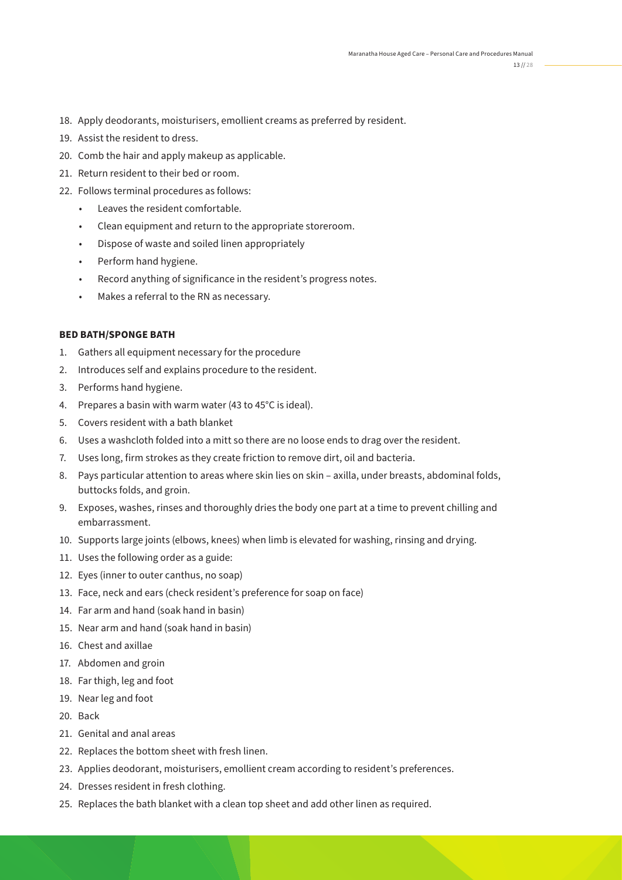18. Apply deodorants, moisturisers, emollient creams as preferred by resident.
19. Assist the resident to dress.
20. Comb the hair and apply makeup as applicable.
21. Return resident to their bed or room.
22. Follows terminal procedures as follows:
    - Leaves the resident comfortable.
    - Clean equipment and return to the appropriate storeroom.
    - Dispose of waste and soiled linen appropriately
    - Perform hand hygiene.
    - Record anything of significance in the resident's progress notes.
    - Makes a referral to the RN as necessary.

**BED BATH/SPONGE BATH**

1. Gathers all equipment necessary for the procedure
2. Introduces self and explains procedure to the resident.
3. Performs hand hygiene.
4. Prepares a basin with warm water (43 to 45°C is ideal).
5. Covers resident with a bath blanket
6. Uses a washcloth folded into a mitt so there are no loose ends to drag over the resident.
7. Uses long, firm strokes as they create friction to remove dirt, oil and bacteria.
8. Pays particular attention to areas where skin lies on skin – axilla, under breasts, abdominal folds, buttocks folds, and groin.
9. Exposes, washes, rinses and thoroughly dries the body one part at a time to prevent chilling and embarrassment.
10. Supports large joints (elbows, knees) when limb is elevated for washing, rinsing and drying.
11. Uses the following order as a guide:
12. Eyes (inner to outer canthus, no soap)
13. Face, neck and ears (check resident's preference for soap on face)
14. Far arm and hand (soak hand in basin)
15. Near arm and hand (soak hand in basin)
16. Chest and axillae
17. Abdomen and groin
18. Far thigh, leg and foot
19. Near leg and foot
20. Back
21. Genital and anal areas
22. Replaces the bottom sheet with fresh linen.
23. Applies deodorant, moisturisers, emollient cream according to resident's preferences.
24. Dresses resident in fresh clothing.
25. Replaces the bath blanket with a clean top sheet and add other linen as required.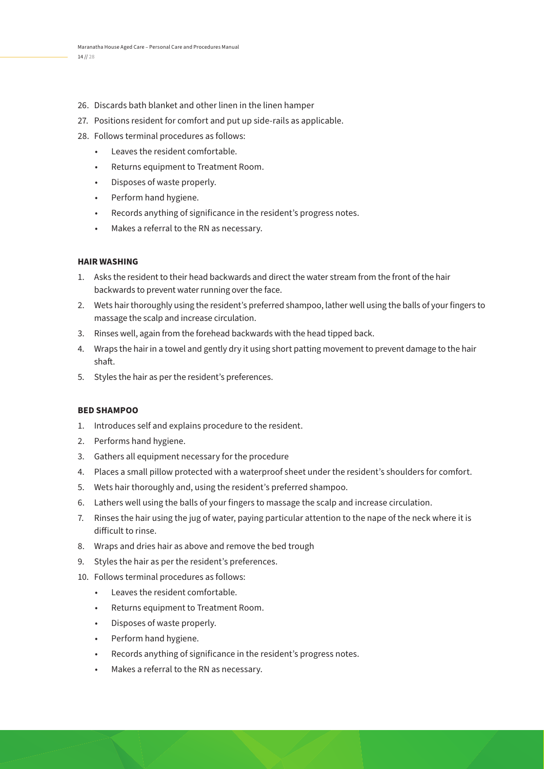26. Discards bath blanket and other linen in the linen hamper
27. Positions resident for comfort and put up side-rails as applicable.
28. Follows terminal procedures as follows:
    - Leaves the resident comfortable.
    - Returns equipment to Treatment Room.
    - Disposes of waste properly.
    - Perform hand hygiene.
    - Records anything of significance in the resident's progress notes.
    - Makes a referral to the RN as necessary.

**HAIR WASHING**

1. Asks the resident to their head backwards and direct the water stream from the front of the hair backwards to prevent water running over the face.
2. Wets hair thoroughly using the resident's preferred shampoo, lather well using the balls of your fingers to massage the scalp and increase circulation.
3. Rinses well, again from the forehead backwards with the head tipped back.
4. Wraps the hair in a towel and gently dry it using short patting movement to prevent damage to the hair shaft.
5. Styles the hair as per the resident's preferences.

**BED SHAMPOO**

1. Introduces self and explains procedure to the resident.
2. Performs hand hygiene.
3. Gathers all equipment necessary for the procedure
4. Places a small pillow protected with a waterproof sheet under the resident's shoulders for comfort.
5. Wets hair thoroughly and, using the resident's preferred shampoo.
6. Lathers well using the balls of your fingers to massage the scalp and increase circulation.
7. Rinses the hair using the jug of water, paying particular attention to the nape of the neck where it is difficult to rinse.
8. Wraps and dries hair as above and remove the bed trough
9. Styles the hair as per the resident's preferences.
10. Follows terminal procedures as follows:
    - Leaves the resident comfortable.
    - Returns equipment to Treatment Room.
    - Disposes of waste properly.
    - Perform hand hygiene.
    - Records anything of significance in the resident's progress notes.
    - Makes a referral to the RN as necessary.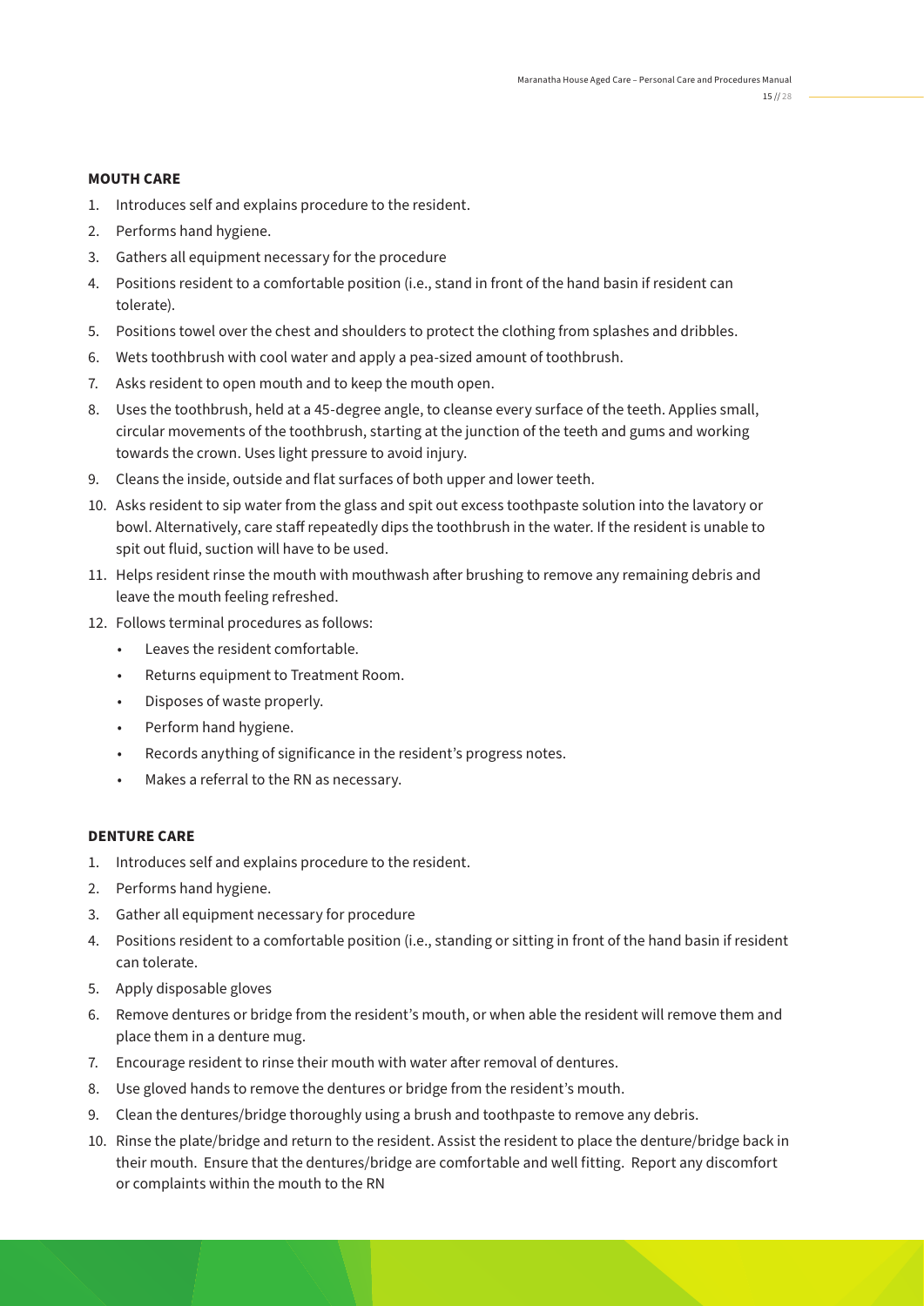**MOUTH CARE**

1. Introduces self and explains procedure to the resident.
2. Performs hand hygiene.
3. Gathers all equipment necessary for the procedure
4. Positions resident to a comfortable position (i.e., stand in front of the hand basin if resident can tolerate).
5. Positions towel over the chest and shoulders to protect the clothing from splashes and dribbles.
6. Wets toothbrush with cool water and apply a pea-sized amount of toothbrush.
7. Asks resident to open mouth and to keep the mouth open.
8. Uses the toothbrush, held at a 45-degree angle, to cleanse every surface of the teeth. Applies small, circular movements of the toothbrush, starting at the junction of the teeth and gums and working towards the crown. Uses light pressure to avoid injury.
9. Cleans the inside, outside and flat surfaces of both upper and lower teeth.
10. Asks resident to sip water from the glass and spit out excess toothpaste solution into the lavatory or bowl. Alternatively, care staff repeatedly dips the toothbrush in the water. If the resident is unable to spit out fluid, suction will have to be used.
11. Helps resident rinse the mouth with mouthwash after brushing to remove any remaining debris and leave the mouth feeling refreshed.
12. Follows terminal procedures as follows:
    - Leaves the resident comfortable.
    - Returns equipment to Treatment Room.
    - Disposes of waste properly.
    - Perform hand hygiene.
    - Records anything of significance in the resident's progress notes.
    - Makes a referral to the RN as necessary.

**DENTURE CARE**

1. Introduces self and explains procedure to the resident.
2. Performs hand hygiene.
3. Gather all equipment necessary for procedure
4. Positions resident to a comfortable position (i.e., standing or sitting in front of the hand basin if resident can tolerate.
5. Apply disposable gloves
6. Remove dentures or bridge from the resident's mouth, or when able the resident will remove them and place them in a denture mug.
7. Encourage resident to rinse their mouth with water after removal of dentures.
8. Use gloved hands to remove the dentures or bridge from the resident's mouth.
9. Clean the dentures/bridge thoroughly using a brush and toothpaste to remove any debris.
10. Rinse the plate/bridge and return to the resident. Assist the resident to place the denture/bridge back in their mouth. Ensure that the dentures/bridge are comfortable and well fitting. Report any discomfort or complaints within the mouth to the RN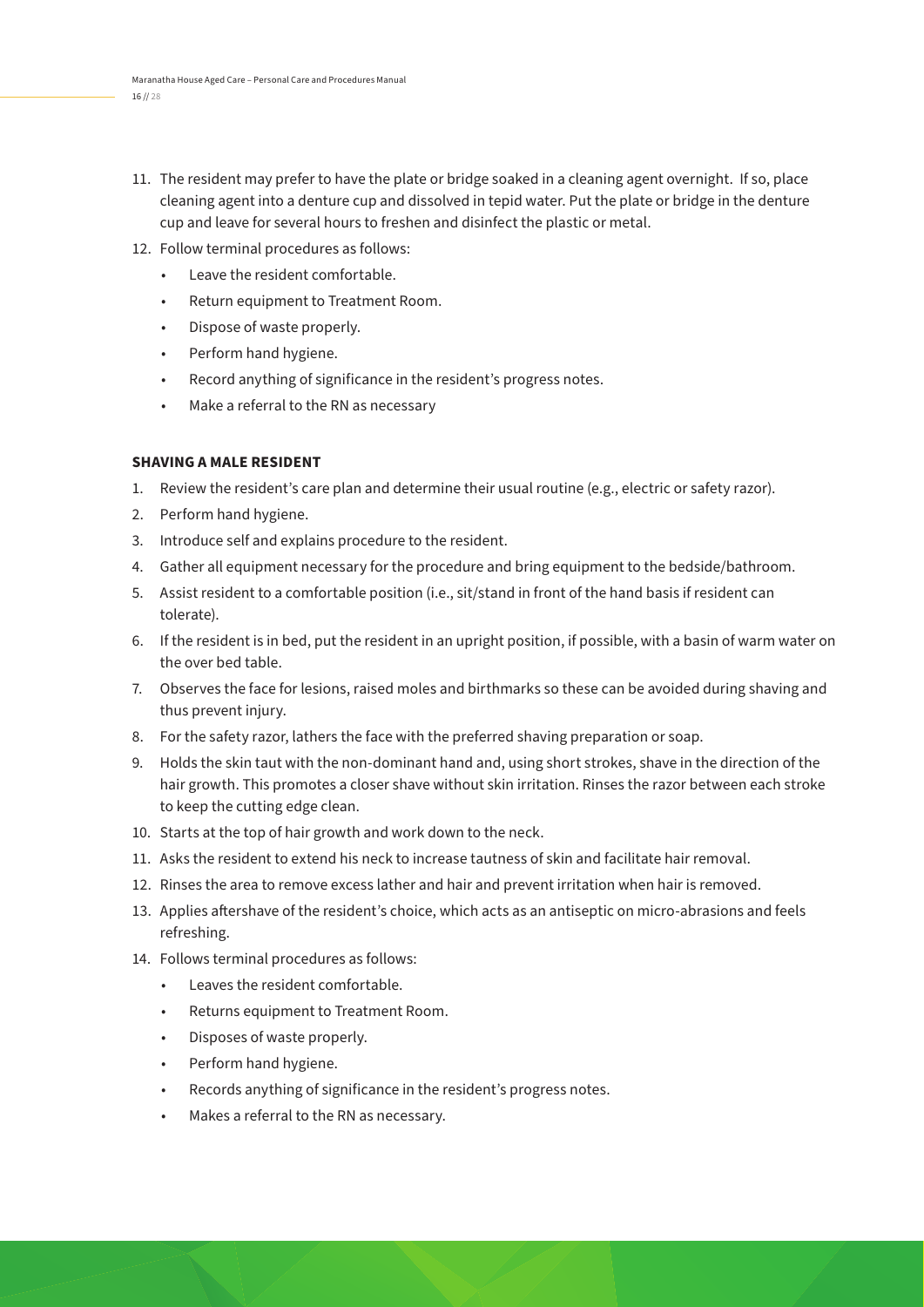11. The resident may prefer to have the plate or bridge soaked in a cleaning agent overnight. If so, place cleaning agent into a denture cup and dissolved in tepid water. Put the plate or bridge in the denture cup and leave for several hours to freshen and disinfect the plastic or metal.
12. Follow terminal procedures as follows:
    - Leave the resident comfortable.
    - Return equipment to Treatment Room.
    - Dispose of waste properly.
    - Perform hand hygiene.
    - Record anything of significance in the resident's progress notes.
    - Make a referral to the RN as necessary

**SHAVING A MALE RESIDENT**

1. Review the resident's care plan and determine their usual routine (e.g., electric or safety razor).
2. Perform hand hygiene.
3. Introduce self and explains procedure to the resident.
4. Gather all equipment necessary for the procedure and bring equipment to the bedside/bathroom.
5. Assist resident to a comfortable position (i.e., sit/stand in front of the hand basis if resident can tolerate).
6. If the resident is in bed, put the resident in an upright position, if possible, with a basin of warm water on the over bed table.
7. Observes the face for lesions, raised moles and birthmarks so these can be avoided during shaving and thus prevent injury.
8. For the safety razor, lathers the face with the preferred shaving preparation or soap.
9. Holds the skin taut with the non-dominant hand and, using short strokes, shave in the direction of the hair growth. This promotes a closer shave without skin irritation. Rinses the razor between each stroke to keep the cutting edge clean.
10. Starts at the top of hair growth and work down to the neck.
11. Asks the resident to extend his neck to increase tautness of skin and facilitate hair removal.
12. Rinses the area to remove excess lather and hair and prevent irritation when hair is removed.
13. Applies aftershave of the resident's choice, which acts as an antiseptic on micro-abrasions and feels refreshing.
14. Follows terminal procedures as follows:
    - Leaves the resident comfortable.
    - Returns equipment to Treatment Room.
    - Disposes of waste properly.
    - Perform hand hygiene.
    - Records anything of significance in the resident's progress notes.
    - Makes a referral to the RN as necessary.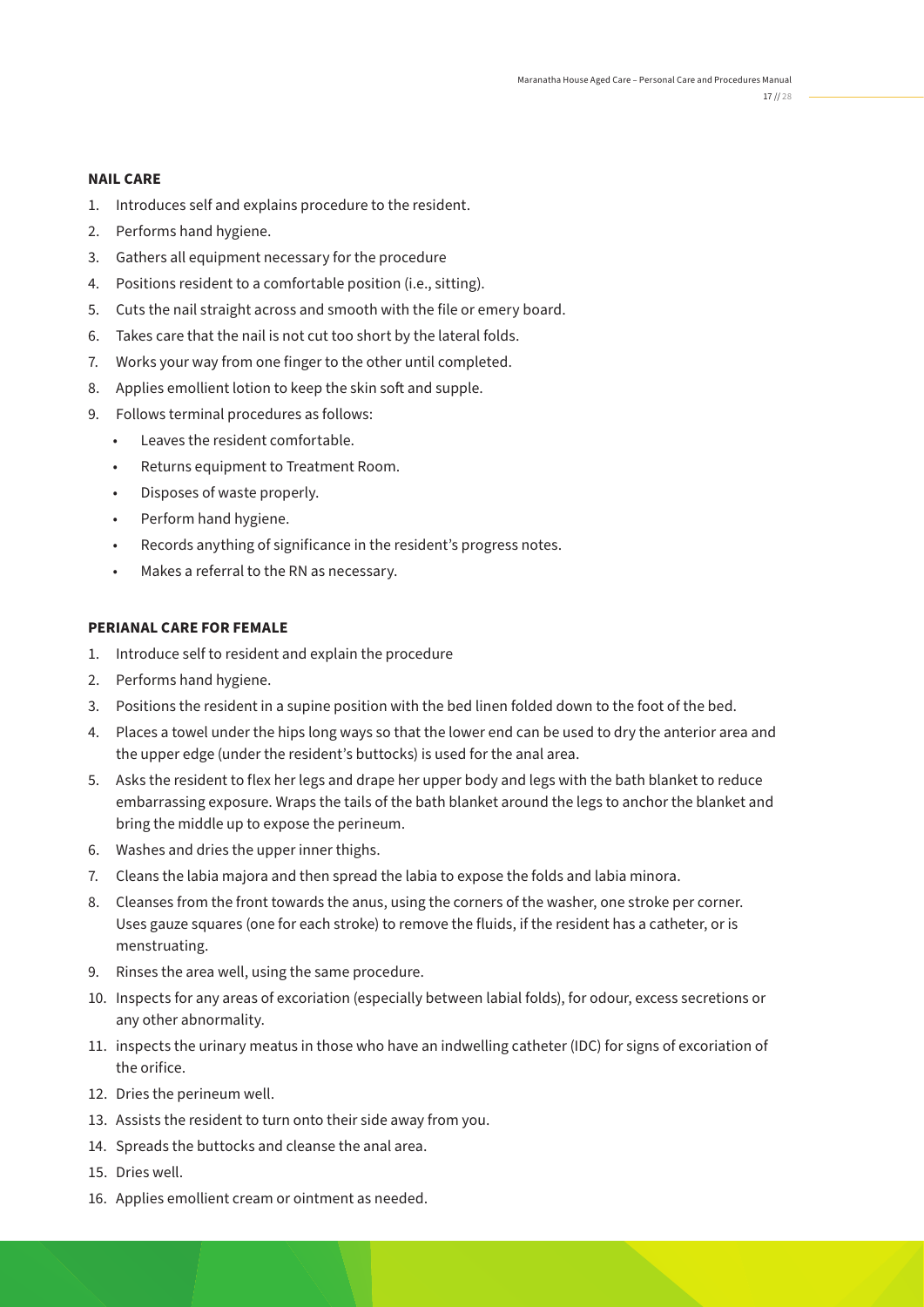**NAIL CARE**

1. Introduces self and explains procedure to the resident.
2. Performs hand hygiene.
3. Gathers all equipment necessary for the procedure
4. Positions resident to a comfortable position (i.e., sitting).
5. Cuts the nail straight across and smooth with the file or emery board.
6. Takes care that the nail is not cut too short by the lateral folds.
7. Works your way from one finger to the other until completed.
8. Applies emollient lotion to keep the skin soft and supple.
9. Follows terminal procedures as follows:
   - Leaves the resident comfortable.
   - Returns equipment to Treatment Room.
   - Disposes of waste properly.
   - Perform hand hygiene.
   - Records anything of significance in the resident's progress notes.
   - Makes a referral to the RN as necessary.

**PERIANAL CARE FOR FEMALE**

1. Introduce self to resident and explain the procedure
2. Performs hand hygiene.
3. Positions the resident in a supine position with the bed linen folded down to the foot of the bed.
4. Places a towel under the hips long ways so that the lower end can be used to dry the anterior area and the upper edge (under the resident's buttocks) is used for the anal area.
5. Asks the resident to flex her legs and drape her upper body and legs with the bath blanket to reduce embarrassing exposure. Wraps the tails of the bath blanket around the legs to anchor the blanket and bring the middle up to expose the perineum.
6. Washes and dries the upper inner thighs.
7. Cleans the labia majora and then spread the labia to expose the folds and labia minora.
8. Cleanses from the front towards the anus, using the corners of the washer, one stroke per corner. Uses gauze squares (one for each stroke) to remove the fluids, if the resident has a catheter, or is menstruating.
9. Rinses the area well, using the same procedure.
10. Inspects for any areas of excoriation (especially between labial folds), for odour, excess secretions or any other abnormality.
11. inspects the urinary meatus in those who have an indwelling catheter (IDC) for signs of excoriation of the orifice.
12. Dries the perineum well.
13. Assists the resident to turn onto their side away from you.
14. Spreads the buttocks and cleanse the anal area.
15. Dries well.
16. Applies emollient cream or ointment as needed.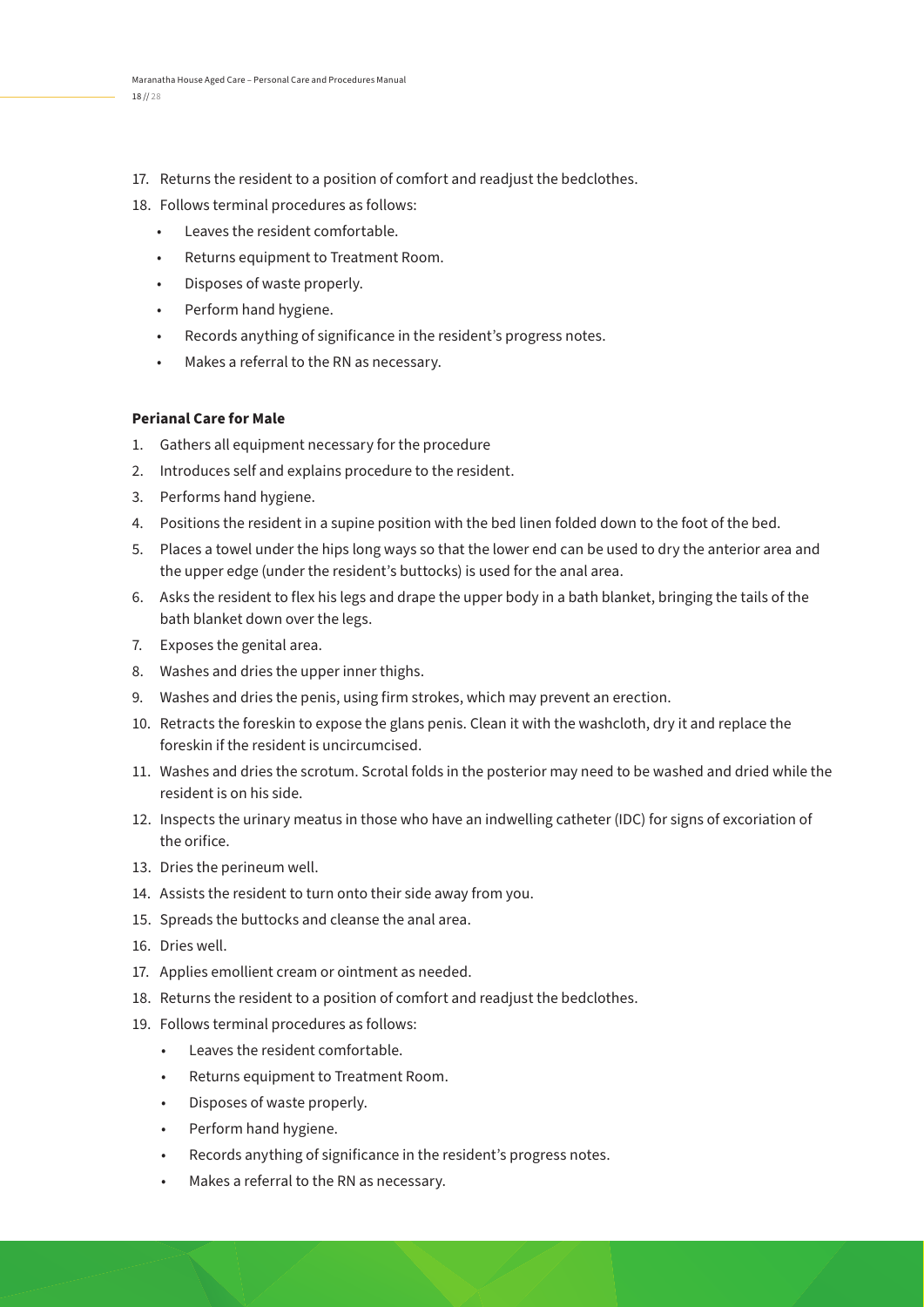17. Returns the resident to a position of comfort and readjust the bedclothes.
18. Follows terminal procedures as follows:
    - Leaves the resident comfortable.
    - Returns equipment to Treatment Room.
    - Disposes of waste properly.
    - Perform hand hygiene.
    - Records anything of significance in the resident's progress notes.
    - Makes a referral to the RN as necessary.

**Perianal Care for Male**

1. Gathers all equipment necessary for the procedure
2. Introduces self and explains procedure to the resident.
3. Performs hand hygiene.
4. Positions the resident in a supine position with the bed linen folded down to the foot of the bed.
5. Places a towel under the hips long ways so that the lower end can be used to dry the anterior area and the upper edge (under the resident's buttocks) is used for the anal area.
6. Asks the resident to flex his legs and drape the upper body in a bath blanket, bringing the tails of the bath blanket down over the legs.
7. Exposes the genital area.
8. Washes and dries the upper inner thighs.
9. Washes and dries the penis, using firm strokes, which may prevent an erection.
10. Retracts the foreskin to expose the glans penis. Clean it with the washcloth, dry it and replace the foreskin if the resident is uncircumcised.
11. Washes and dries the scrotum. Scrotal folds in the posterior may need to be washed and dried while the resident is on his side.
12. Inspects the urinary meatus in those who have an indwelling catheter (IDC) for signs of excoriation of the orifice.
13. Dries the perineum well.
14. Assists the resident to turn onto their side away from you.
15. Spreads the buttocks and cleanse the anal area.
16. Dries well.
17. Applies emollient cream or ointment as needed.
18. Returns the resident to a position of comfort and readjust the bedclothes.
19. Follows terminal procedures as follows:
    - Leaves the resident comfortable.
    - Returns equipment to Treatment Room.
    - Disposes of waste properly.
    - Perform hand hygiene.
    - Records anything of significance in the resident's progress notes.
    - Makes a referral to the RN as necessary.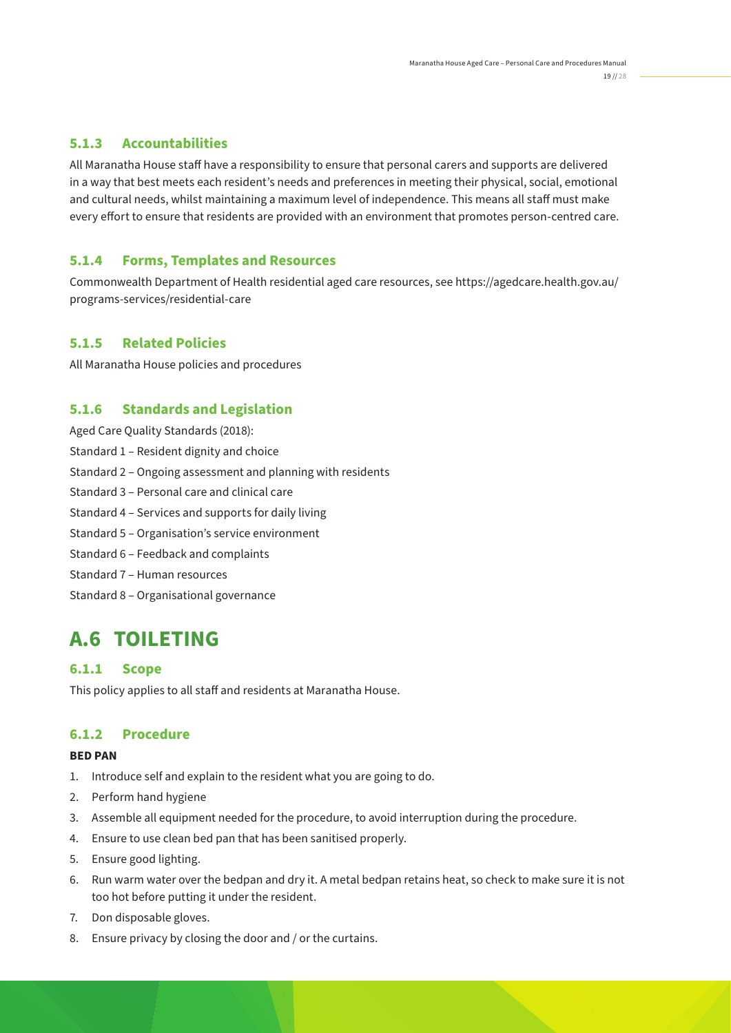### 5.1.3 Accountabilities

All Maranatha House staff have a responsibility to ensure that personal carers and supports are delivered in a way that best meets each resident's needs and preferences in meeting their physical, social, emotional and cultural needs, whilst maintaining a maximum level of independence. This means all staff must make every effort to ensure that residents are provided with an environment that promotes person-centred care.

### 5.1.4 Forms, Templates and Resources

Commonwealth Department of Health residential aged care resources, see https://agedcare.health.gov.au/programs-services/residential-care

### 5.1.5 Related Policies

All Maranatha House policies and procedures

### 5.1.6 Standards and Legislation

Aged Care Quality Standards (2018):

Standard 1 – Resident dignity and choice

Standard 2 – Ongoing assessment and planning with residents

Standard 3 – Personal care and clinical care

Standard 4 – Services and supports for daily living

Standard 5 – Organisation's service environment

Standard 6 – Feedback and complaints

Standard 7 – Human resources

Standard 8 – Organisational governance

## A.6 TOILETING

### 6.1.1 Scope

This policy applies to all staff and residents at Maranatha House.

### 6.1.2 Procedure

**BED PAN**

1. Introduce self and explain to the resident what you are going to do.
2. Perform hand hygiene
3. Assemble all equipment needed for the procedure, to avoid interruption during the procedure.
4. Ensure to use clean bed pan that has been sanitised properly.
5. Ensure good lighting.
6. Run warm water over the bedpan and dry it. A metal bedpan retains heat, so check to make sure it is not too hot before putting it under the resident.
7. Don disposable gloves.
8. Ensure privacy by closing the door and / or the curtains.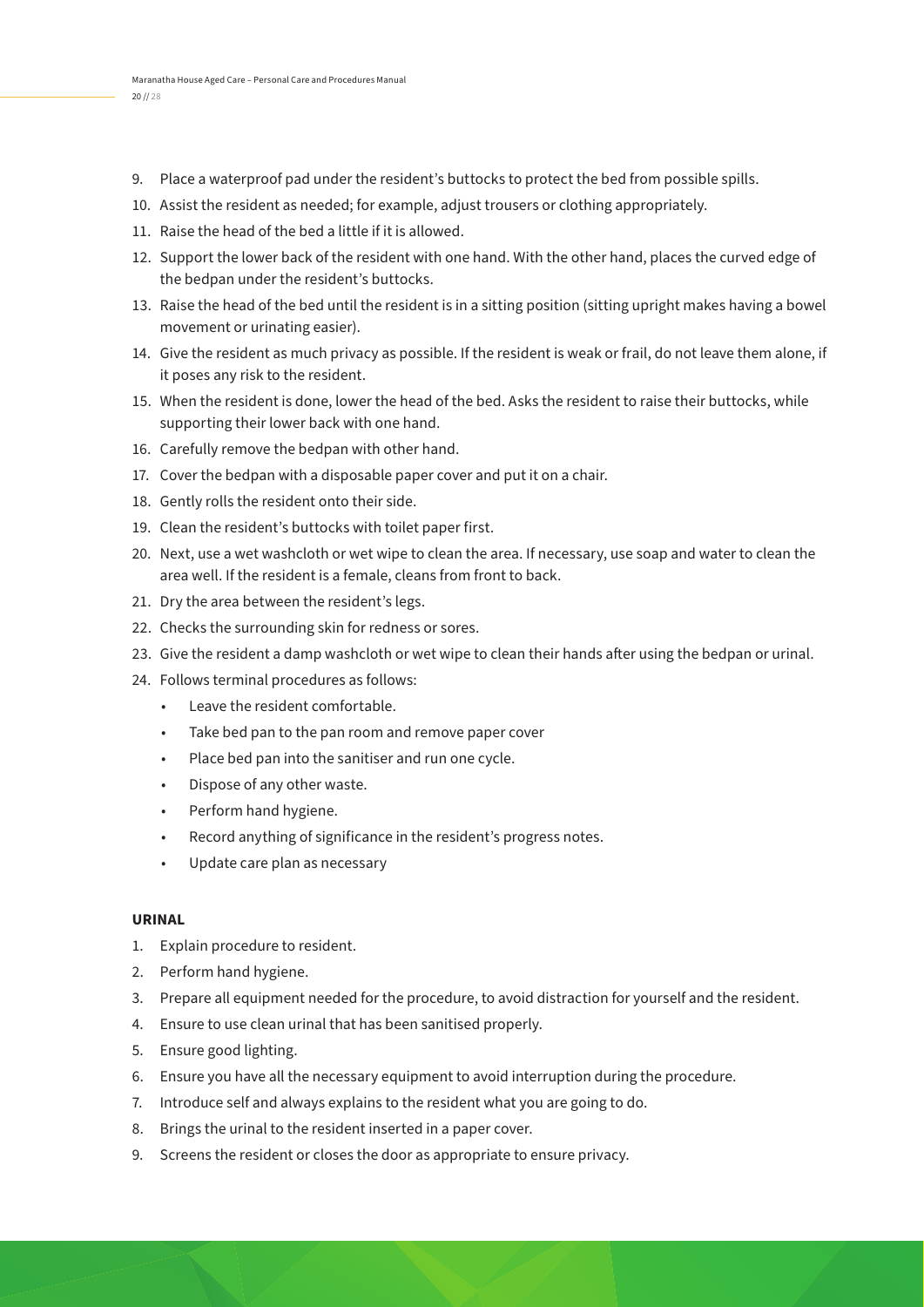9. Place a waterproof pad under the resident's buttocks to protect the bed from possible spills.
10. Assist the resident as needed; for example, adjust trousers or clothing appropriately.
11. Raise the head of the bed a little if it is allowed.
12. Support the lower back of the resident with one hand. With the other hand, places the curved edge of the bedpan under the resident's buttocks.
13. Raise the head of the bed until the resident is in a sitting position (sitting upright makes having a bowel movement or urinating easier).
14. Give the resident as much privacy as possible. If the resident is weak or frail, do not leave them alone, if it poses any risk to the resident.
15. When the resident is done, lower the head of the bed. Asks the resident to raise their buttocks, while supporting their lower back with one hand.
16. Carefully remove the bedpan with other hand.
17. Cover the bedpan with a disposable paper cover and put it on a chair.
18. Gently rolls the resident onto their side.
19. Clean the resident's buttocks with toilet paper first.
20. Next, use a wet washcloth or wet wipe to clean the area. If necessary, use soap and water to clean the area well. If the resident is a female, cleans from front to back.
21. Dry the area between the resident's legs.
22. Checks the surrounding skin for redness or sores.
23. Give the resident a damp washcloth or wet wipe to clean their hands after using the bedpan or urinal.
24. Follows terminal procedures as follows:
    - Leave the resident comfortable.
    - Take bed pan to the pan room and remove paper cover
    - Place bed pan into the sanitiser and run one cycle.
    - Dispose of any other waste.
    - Perform hand hygiene.
    - Record anything of significance in the resident's progress notes.
    - Update care plan as necessary

**URINAL**

1. Explain procedure to resident.
2. Perform hand hygiene.
3. Prepare all equipment needed for the procedure, to avoid distraction for yourself and the resident.
4. Ensure to use clean urinal that has been sanitised properly.
5. Ensure good lighting.
6. Ensure you have all the necessary equipment to avoid interruption during the procedure.
7. Introduce self and always explains to the resident what you are going to do.
8. Brings the urinal to the resident inserted in a paper cover.
9. Screens the resident or closes the door as appropriate to ensure privacy.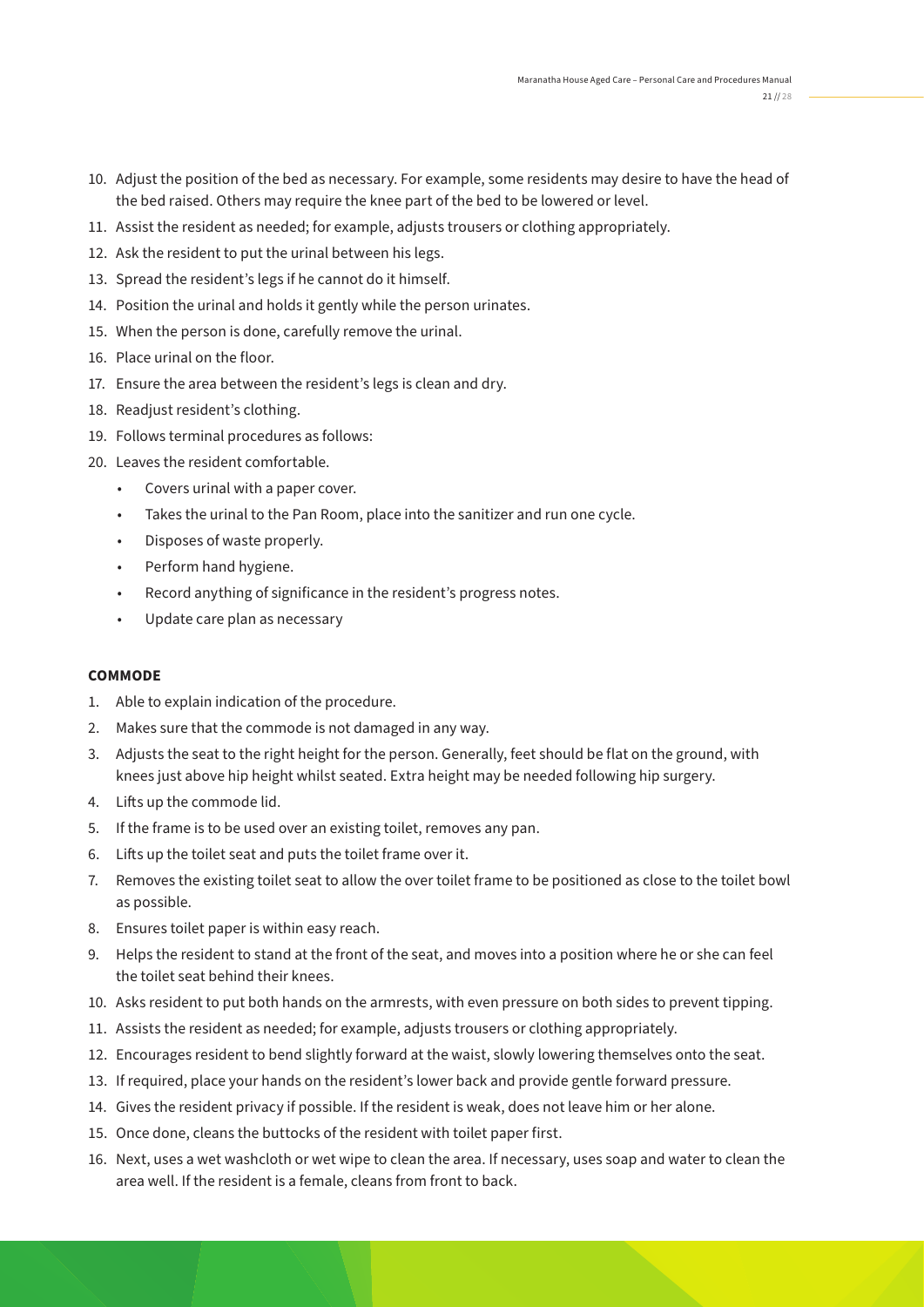10. Adjust the position of the bed as necessary. For example, some residents may desire to have the head of the bed raised. Others may require the knee part of the bed to be lowered or level.
11. Assist the resident as needed; for example, adjusts trousers or clothing appropriately.
12. Ask the resident to put the urinal between his legs.
13. Spread the resident's legs if he cannot do it himself.
14. Position the urinal and holds it gently while the person urinates.
15. When the person is done, carefully remove the urinal.
16. Place urinal on the floor.
17. Ensure the area between the resident's legs is clean and dry.
18. Readjust resident's clothing.
19. Follows terminal procedures as follows:
20. Leaves the resident comfortable.
    - Covers urinal with a paper cover.
    - Takes the urinal to the Pan Room, place into the sanitizer and run one cycle.
    - Disposes of waste properly.
    - Perform hand hygiene.
    - Record anything of significance in the resident's progress notes.
    - Update care plan as necessary

**COMMODE**

1. Able to explain indication of the procedure.
2. Makes sure that the commode is not damaged in any way.
3. Adjusts the seat to the right height for the person. Generally, feet should be flat on the ground, with knees just above hip height whilst seated. Extra height may be needed following hip surgery.
4. Lifts up the commode lid.
5. If the frame is to be used over an existing toilet, removes any pan.
6. Lifts up the toilet seat and puts the toilet frame over it.
7. Removes the existing toilet seat to allow the over toilet frame to be positioned as close to the toilet bowl as possible.
8. Ensures toilet paper is within easy reach.
9. Helps the resident to stand at the front of the seat, and moves into a position where he or she can feel the toilet seat behind their knees.
10. Asks resident to put both hands on the armrests, with even pressure on both sides to prevent tipping.
11. Assists the resident as needed; for example, adjusts trousers or clothing appropriately.
12. Encourages resident to bend slightly forward at the waist, slowly lowering themselves onto the seat.
13. If required, place your hands on the resident's lower back and provide gentle forward pressure.
14. Gives the resident privacy if possible. If the resident is weak, does not leave him or her alone.
15. Once done, cleans the buttocks of the resident with toilet paper first.
16. Next, uses a wet washcloth or wet wipe to clean the area. If necessary, uses soap and water to clean the area well. If the resident is a female, cleans from front to back.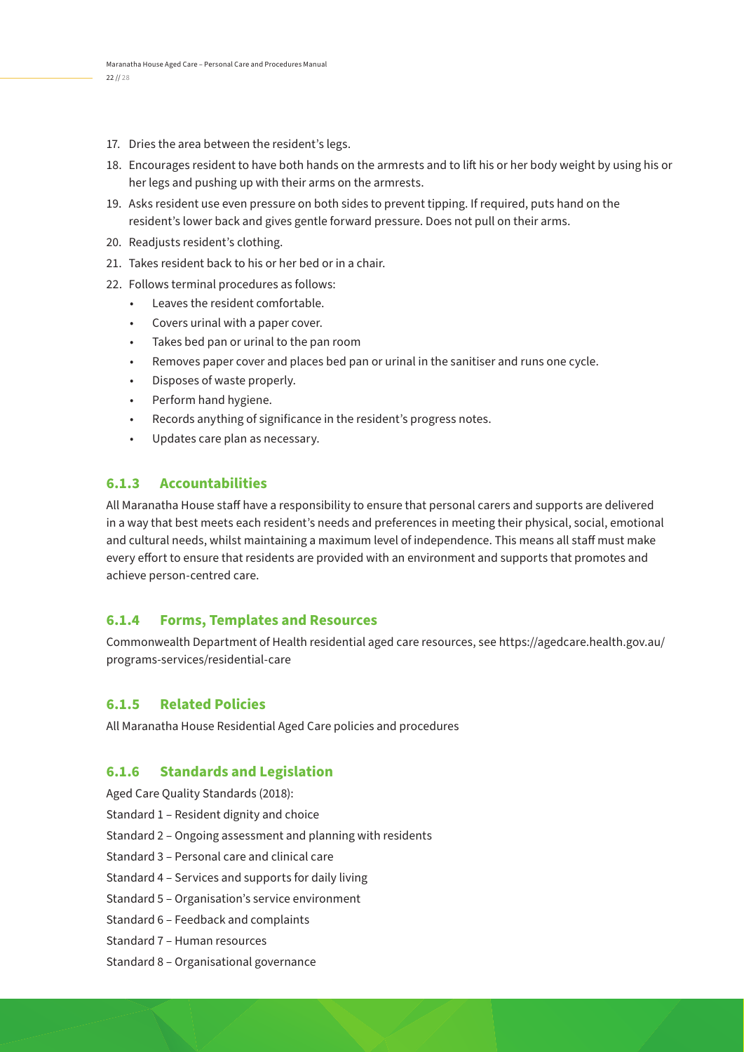17. Dries the area between the resident's legs.
18. Encourages resident to have both hands on the armrests and to lift his or her body weight by using his or her legs and pushing up with their arms on the armrests.
19. Asks resident use even pressure on both sides to prevent tipping. If required, puts hand on the resident's lower back and gives gentle forward pressure. Does not pull on their arms.
20. Readjusts resident's clothing.
21. Takes resident back to his or her bed or in a chair.
22. Follows terminal procedures as follows:
    - Leaves the resident comfortable.
    - Covers urinal with a paper cover.
    - Takes bed pan or urinal to the pan room
    - Removes paper cover and places bed pan or urinal in the sanitiser and runs one cycle.
    - Disposes of waste properly.
    - Perform hand hygiene.
    - Records anything of significance in the resident's progress notes.
    - Updates care plan as necessary.

### 6.1.3 Accountabilities

All Maranatha House staff have a responsibility to ensure that personal carers and supports are delivered in a way that best meets each resident's needs and preferences in meeting their physical, social, emotional and cultural needs, whilst maintaining a maximum level of independence. This means all staff must make every effort to ensure that residents are provided with an environment and supports that promotes and achieve person-centred care.

### 6.1.4 Forms, Templates and Resources

Commonwealth Department of Health residential aged care resources, see https://agedcare.health.gov.au/programs-services/residential-care

### 6.1.5 Related Policies

All Maranatha House Residential Aged Care policies and procedures

### 6.1.6 Standards and Legislation

Aged Care Quality Standards (2018):

Standard 1 – Resident dignity and choice

Standard 2 – Ongoing assessment and planning with residents

Standard 3 – Personal care and clinical care

Standard 4 – Services and supports for daily living

Standard 5 – Organisation's service environment

Standard 6 – Feedback and complaints

Standard 7 – Human resources

Standard 8 – Organisational governance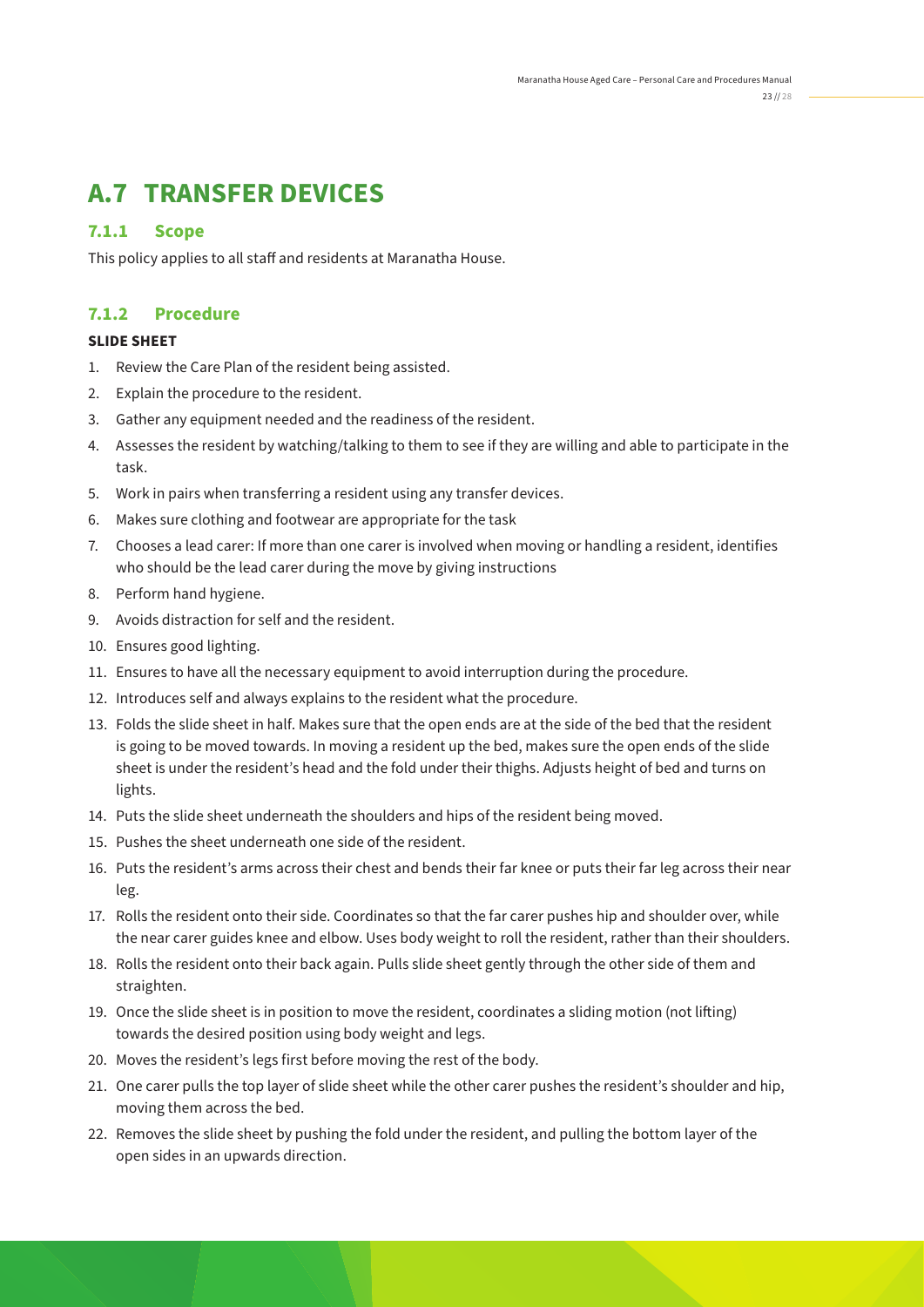# A.7 TRANSFER DEVICES

## 7.1.1 Scope

This policy applies to all staff and residents at Maranatha House.

## 7.1.2 Procedure

**SLIDE SHEET**

1. Review the Care Plan of the resident being assisted.
2. Explain the procedure to the resident.
3. Gather any equipment needed and the readiness of the resident.
4. Assesses the resident by watching/talking to them to see if they are willing and able to participate in the task.
5. Work in pairs when transferring a resident using any transfer devices.
6. Makes sure clothing and footwear are appropriate for the task
7. Chooses a lead carer: If more than one carer is involved when moving or handling a resident, identifies who should be the lead carer during the move by giving instructions
8. Perform hand hygiene.
9. Avoids distraction for self and the resident.
10. Ensures good lighting.
11. Ensures to have all the necessary equipment to avoid interruption during the procedure.
12. Introduces self and always explains to the resident what the procedure.
13. Folds the slide sheet in half. Makes sure that the open ends are at the side of the bed that the resident is going to be moved towards. In moving a resident up the bed, makes sure the open ends of the slide sheet is under the resident's head and the fold under their thighs. Adjusts height of bed and turns on lights.
14. Puts the slide sheet underneath the shoulders and hips of the resident being moved.
15. Pushes the sheet underneath one side of the resident.
16. Puts the resident's arms across their chest and bends their far knee or puts their far leg across their near leg.
17. Rolls the resident onto their side. Coordinates so that the far carer pushes hip and shoulder over, while the near carer guides knee and elbow. Uses body weight to roll the resident, rather than their shoulders.
18. Rolls the resident onto their back again. Pulls slide sheet gently through the other side of them and straighten.
19. Once the slide sheet is in position to move the resident, coordinates a sliding motion (not lifting) towards the desired position using body weight and legs.
20. Moves the resident's legs first before moving the rest of the body.
21. One carer pulls the top layer of slide sheet while the other carer pushes the resident's shoulder and hip, moving them across the bed.
22. Removes the slide sheet by pushing the fold under the resident, and pulling the bottom layer of the open sides in an upwards direction.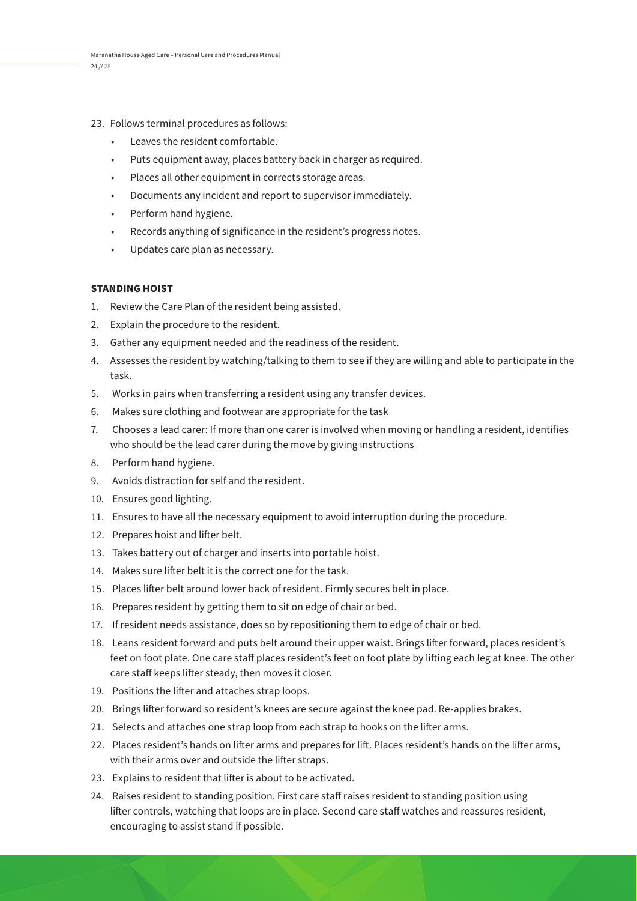23. Follows terminal procedures as follows:
    - Leaves the resident comfortable.
    - Puts equipment away, places battery back in charger as required.
    - Places all other equipment in corrects storage areas.
    - Documents any incident and report to supervisor immediately.
    - Perform hand hygiene.
    - Records anything of significance in the resident's progress notes.
    - Updates care plan as necessary.

**STANDING HOIST**

1. Review the Care Plan of the resident being assisted.
2. Explain the procedure to the resident.
3. Gather any equipment needed and the readiness of the resident.
4. Assesses the resident by watching/talking to them to see if they are willing and able to participate in the task.
5. Works in pairs when transferring a resident using any transfer devices.
6. Makes sure clothing and footwear are appropriate for the task
7. Chooses a lead carer: If more than one carer is involved when moving or handling a resident, identifies who should be the lead carer during the move by giving instructions
8. Perform hand hygiene.
9. Avoids distraction for self and the resident.
10. Ensures good lighting.
11. Ensures to have all the necessary equipment to avoid interruption during the procedure.
12. Prepares hoist and lifter belt.
13. Takes battery out of charger and inserts into portable hoist.
14. Makes sure lifter belt it is the correct one for the task.
15. Places lifter belt around lower back of resident. Firmly secures belt in place.
16. Prepares resident by getting them to sit on edge of chair or bed.
17. If resident needs assistance, does so by repositioning them to edge of chair or bed.
18. Leans resident forward and puts belt around their upper waist. Brings lifter forward, places resident's feet on foot plate. One care staff places resident's feet on foot plate by lifting each leg at knee. The other care staff keeps lifter steady, then moves it closer.
19. Positions the lifter and attaches strap loops.
20. Brings lifter forward so resident's knees are secure against the knee pad. Re-applies brakes.
21. Selects and attaches one strap loop from each strap to hooks on the lifter arms.
22. Places resident's hands on lifter arms and prepares for lift. Places resident's hands on the lifter arms, with their arms over and outside the lifter straps.
23. Explains to resident that lifter is about to be activated.
24. Raises resident to standing position. First care staff raises resident to standing position using lifter controls, watching that loops are in place. Second care staff watches and reassures resident, encouraging to assist stand if possible.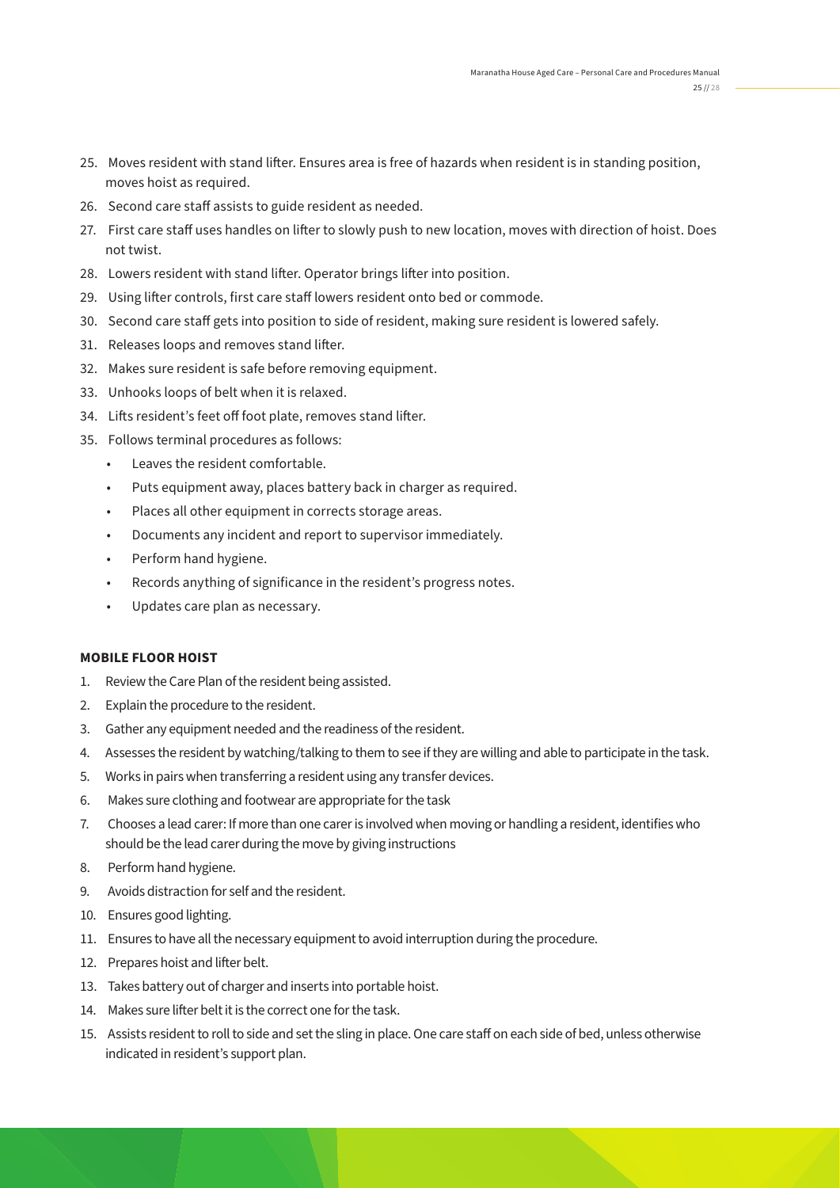25. Moves resident with stand lifter. Ensures area is free of hazards when resident is in standing position, moves hoist as required.
26. Second care staff assists to guide resident as needed.
27. First care staff uses handles on lifter to slowly push to new location, moves with direction of hoist. Does not twist.
28. Lowers resident with stand lifter. Operator brings lifter into position.
29. Using lifter controls, first care staff lowers resident onto bed or commode.
30. Second care staff gets into position to side of resident, making sure resident is lowered safely.
31. Releases loops and removes stand lifter.
32. Makes sure resident is safe before removing equipment.
33. Unhooks loops of belt when it is relaxed.
34. Lifts resident's feet off foot plate, removes stand lifter.
35. Follows terminal procedures as follows:
    - Leaves the resident comfortable.
    - Puts equipment away, places battery back in charger as required.
    - Places all other equipment in corrects storage areas.
    - Documents any incident and report to supervisor immediately.
    - Perform hand hygiene.
    - Records anything of significance in the resident's progress notes.
    - Updates care plan as necessary.

**MOBILE FLOOR HOIST**

1. Review the Care Plan of the resident being assisted.
2. Explain the procedure to the resident.
3. Gather any equipment needed and the readiness of the resident.
4. Assesses the resident by watching/talking to them to see if they are willing and able to participate in the task.
5. Works in pairs when transferring a resident using any transfer devices.
6. Makes sure clothing and footwear are appropriate for the task
7. Chooses a lead carer: If more than one carer is involved when moving or handling a resident, identifies who should be the lead carer during the move by giving instructions
8. Perform hand hygiene.
9. Avoids distraction for self and the resident.
10. Ensures good lighting.
11. Ensures to have all the necessary equipment to avoid interruption during the procedure.
12. Prepares hoist and lifter belt.
13. Takes battery out of charger and inserts into portable hoist.
14. Makes sure lifter belt it is the correct one for the task.
15. Assists resident to roll to side and set the sling in place. One care staff on each side of bed, unless otherwise indicated in resident's support plan.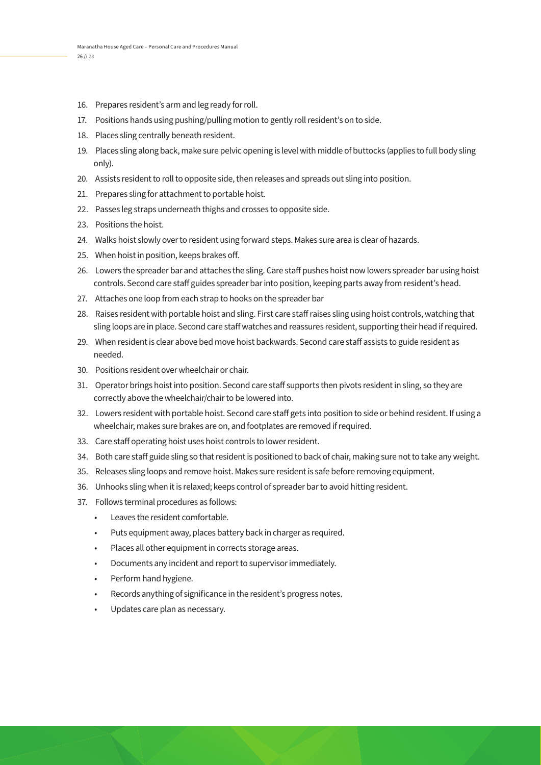16. Prepares resident's arm and leg ready for roll.
17. Positions hands using pushing/pulling motion to gently roll resident's on to side.
18. Places sling centrally beneath resident.
19. Places sling along back, make sure pelvic opening is level with middle of buttocks (applies to full body sling only).
20. Assists resident to roll to opposite side, then releases and spreads out sling into position.
21. Prepares sling for attachment to portable hoist.
22. Passes leg straps underneath thighs and crosses to opposite side.
23. Positions the hoist.
24. Walks hoist slowly over to resident using forward steps. Makes sure area is clear of hazards.
25. When hoist in position, keeps brakes off.
26. Lowers the spreader bar and attaches the sling. Care staff pushes hoist now lowers spreader bar using hoist controls. Second care staff guides spreader bar into position, keeping parts away from resident's head.
27. Attaches one loop from each strap to hooks on the spreader bar
28. Raises resident with portable hoist and sling. First care staff raises sling using hoist controls, watching that sling loops are in place. Second care staff watches and reassures resident, supporting their head if required.
29. When resident is clear above bed move hoist backwards. Second care staff assists to guide resident as needed.
30. Positions resident over wheelchair or chair.
31. Operator brings hoist into position. Second care staff supports then pivots resident in sling, so they are correctly above the wheelchair/chair to be lowered into.
32. Lowers resident with portable hoist. Second care staff gets into position to side or behind resident. If using a wheelchair, makes sure brakes are on, and footplates are removed if required.
33. Care staff operating hoist uses hoist controls to lower resident.
34. Both care staff guide sling so that resident is positioned to back of chair, making sure not to take any weight.
35. Releases sling loops and remove hoist. Makes sure resident is safe before removing equipment.
36. Unhooks sling when it is relaxed; keeps control of spreader bar to avoid hitting resident.
37. Follows terminal procedures as follows:
    - Leaves the resident comfortable.
    - Puts equipment away, places battery back in charger as required.
    - Places all other equipment in corrects storage areas.
    - Documents any incident and report to supervisor immediately.
    - Perform hand hygiene.
    - Records anything of significance in the resident's progress notes.
    - Updates care plan as necessary.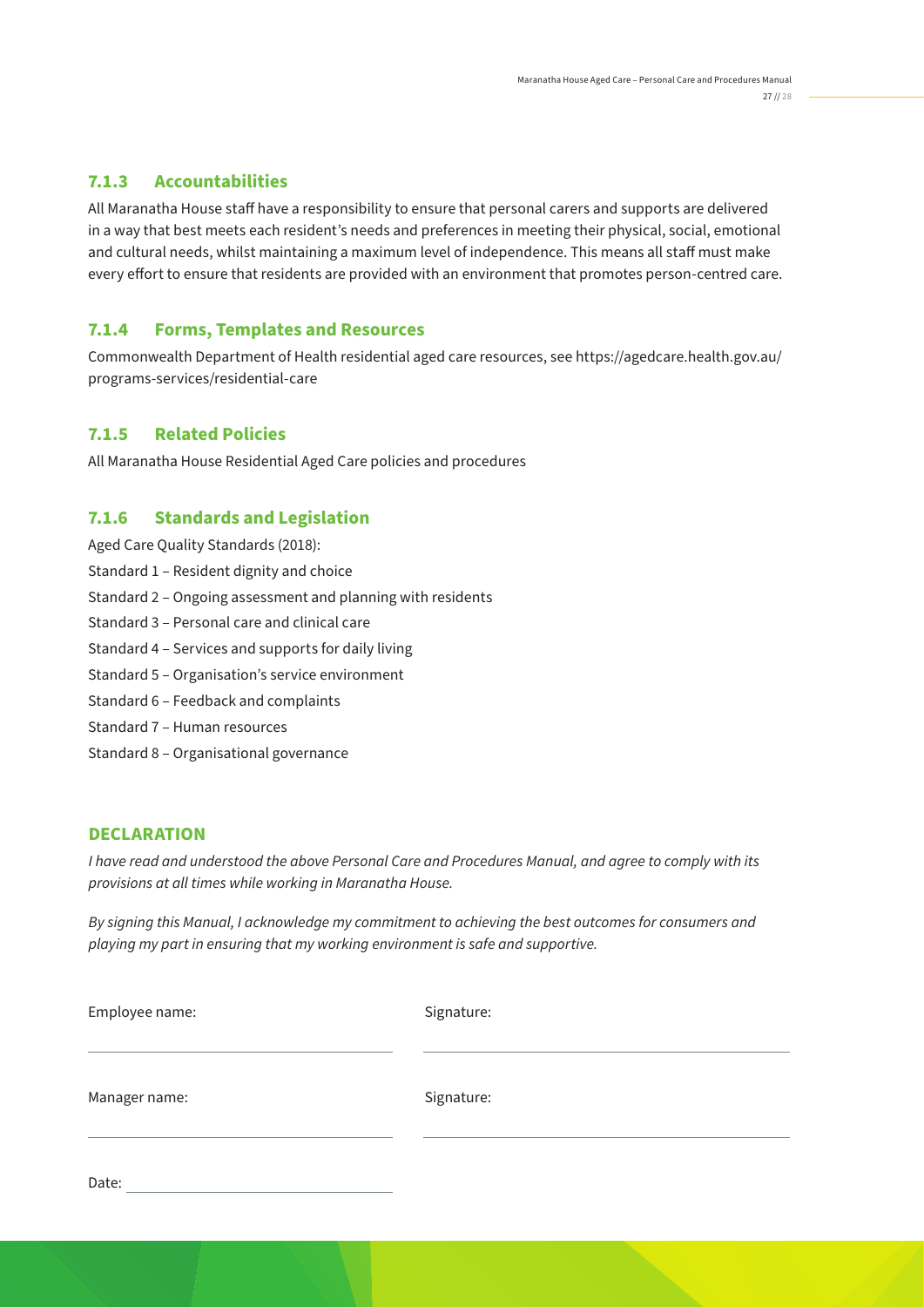### 7.1.3 Accountabilities

All Maranatha House staff have a responsibility to ensure that personal carers and supports are delivered in a way that best meets each resident's needs and preferences in meeting their physical, social, emotional and cultural needs, whilst maintaining a maximum level of independence. This means all staff must make every effort to ensure that residents are provided with an environment that promotes person-centred care.

### 7.1.4 Forms, Templates and Resources

Commonwealth Department of Health residential aged care resources, see https://agedcare.health.gov.au/programs-services/residential-care

### 7.1.5 Related Policies

All Maranatha House Residential Aged Care policies and procedures

### 7.1.6 Standards and Legislation

Aged Care Quality Standards (2018):

Standard 1 – Resident dignity and choice

Standard 2 – Ongoing assessment and planning with residents

Standard 3 – Personal care and clinical care

Standard 4 – Services and supports for daily living

Standard 5 – Organisation's service environment

Standard 6 – Feedback and complaints

Standard 7 – Human resources

Standard 8 – Organisational governance

### DECLARATION

*I have read and understood the above Personal Care and Procedures Manual, and agree to comply with its provisions at all times while working in Maranatha House.*

*By signing this Manual, I acknowledge my commitment to achieving the best outcomes for consumers and playing my part in ensuring that my working environment is safe and supportive.*

Employee name: ______________________ Signature: ______________________

Manager name: ______________________ Signature: ______________________

Date: ______________________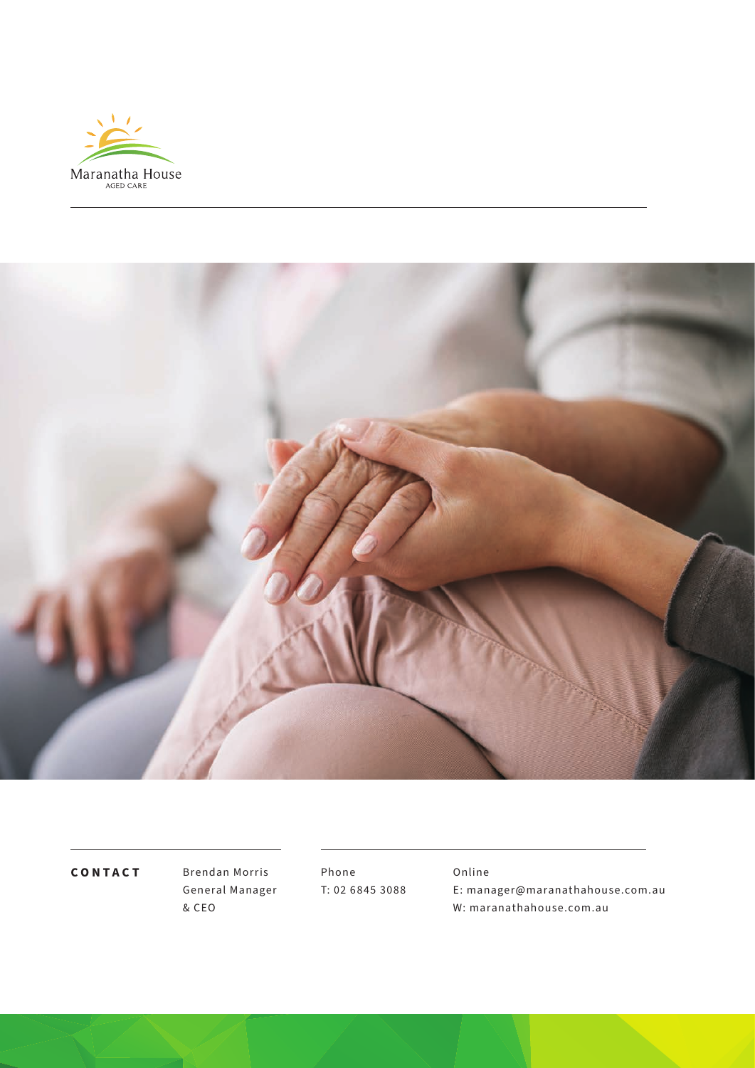Maranatha House
AGED CARE

**CONTACT**

Brendan Morris
General Manager
& CEO

Phone
T: 02 6845 3088

Online
E: manager@maranathahouse.com.au
W: maranathahouse.com.au